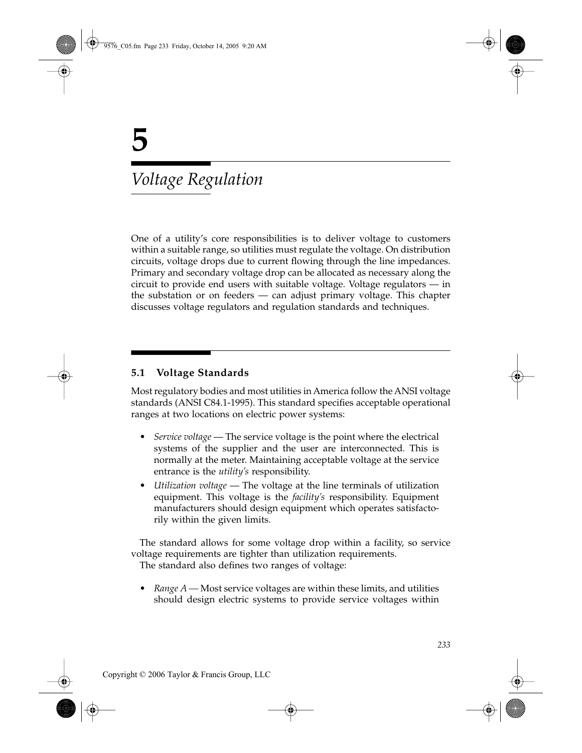# 5

# *Voltage Regulation*

One of a utility's core responsibilities is to deliver voltage to customers within a suitable range, so utilities must regulate the voltage. On distribution circuits, voltage drops due to current flowing through the line impedances. Primary and secondary voltage drop can be allocated as necessary along the circuit to provide end users with suitable voltage. Voltage regulators — in the substation or on feeders — can adjust primary voltage. This chapter discusses voltage regulators and regulation standards and techniques.

## 5.1 Voltage Standards

Most regulatory bodies and most utilities in America follow the ANSI voltage standards (ANSI C84.1-1995). This standard specifies acceptable operational ranges at two locations on electric power systems:

- *Service voltage* — The service voltage is the point where the electrical systems of the supplier and the user are interconnected. This is normally at the meter. Maintaining acceptable voltage at the service entrance is the *utility's* responsibility.
- *Utilization voltage* — The voltage at the line terminals of utilization equipment. This voltage is the *facility's* responsibility. Equipment manufacturers should design equipment which operates satisfactorily within the given limits.

The standard allows for some voltage drop within a facility, so service voltage requirements are tighter than utilization requirements.

The standard also defines two ranges of voltage:

- *Range A* — Most service voltages are within these limits, and utilities should design electric systems to provide service voltages within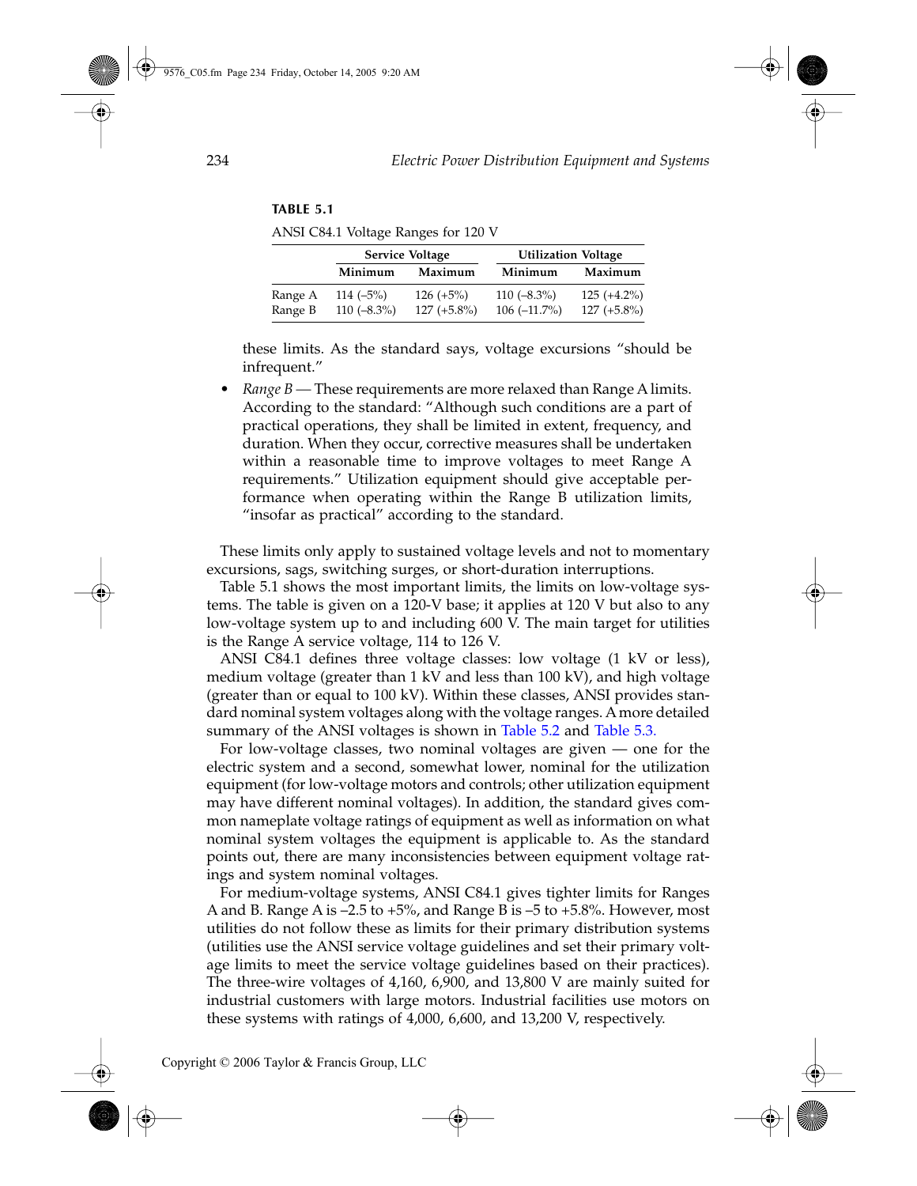**TABLE 5.1**

ANSI C84.1 Voltage Ranges for 120 V

| | Service Voltage | | Utilization Voltage | |
|---|---|---|---|---|
| | Minimum | Maximum | Minimum | Maximum |
| Range A | 114 (–5%) | 126 (+5%) | 110 (–8.3%) | 125 (+4.2%) |
| Range B | 110 (–8.3%) | 127 (+5.8%) | 106 (–11.7%) | 127 (+5.8%) |

these limits. As the standard says, voltage excursions "should be infrequent."

- *Range B* — These requirements are more relaxed than Range A limits. According to the standard: "Although such conditions are a part of practical operations, they shall be limited in extent, frequency, and duration. When they occur, corrective measures shall be undertaken within a reasonable time to improve voltages to meet Range A requirements." Utilization equipment should give acceptable performance when operating within the Range B utilization limits, "insofar as practical" according to the standard.

These limits only apply to sustained voltage levels and not to momentary excursions, sags, switching surges, or short-duration interruptions.

Table 5.1 shows the most important limits, the limits on low-voltage systems. The table is given on a 120-V base; it applies at 120 V but also to any low-voltage system up to and including 600 V. The main target for utilities is the Range A service voltage, 114 to 126 V.

ANSI C84.1 defines three voltage classes: low voltage (1 kV or less), medium voltage (greater than 1 kV and less than 100 kV), and high voltage (greater than or equal to 100 kV). Within these classes, ANSI provides standard nominal system voltages along with the voltage ranges. A more detailed summary of the ANSI voltages is shown in Table 5.2 and Table 5.3.

For low-voltage classes, two nominal voltages are given — one for the electric system and a second, somewhat lower, nominal for the utilization equipment (for low-voltage motors and controls; other utilization equipment may have different nominal voltages). In addition, the standard gives common nameplate voltage ratings of equipment as well as information on what nominal system voltages the equipment is applicable to. As the standard points out, there are many inconsistencies between equipment voltage ratings and system nominal voltages.

For medium-voltage systems, ANSI C84.1 gives tighter limits for Ranges A and B. Range A is –2.5 to +5%, and Range B is –5 to +5.8%. However, most utilities do not follow these as limits for their primary distribution systems (utilities use the ANSI service voltage guidelines and set their primary voltage limits to meet the service voltage guidelines based on their practices). The three-wire voltages of 4,160, 6,900, and 13,800 V are mainly suited for industrial customers with large motors. Industrial facilities use motors on these systems with ratings of 4,000, 6,600, and 13,200 V, respectively.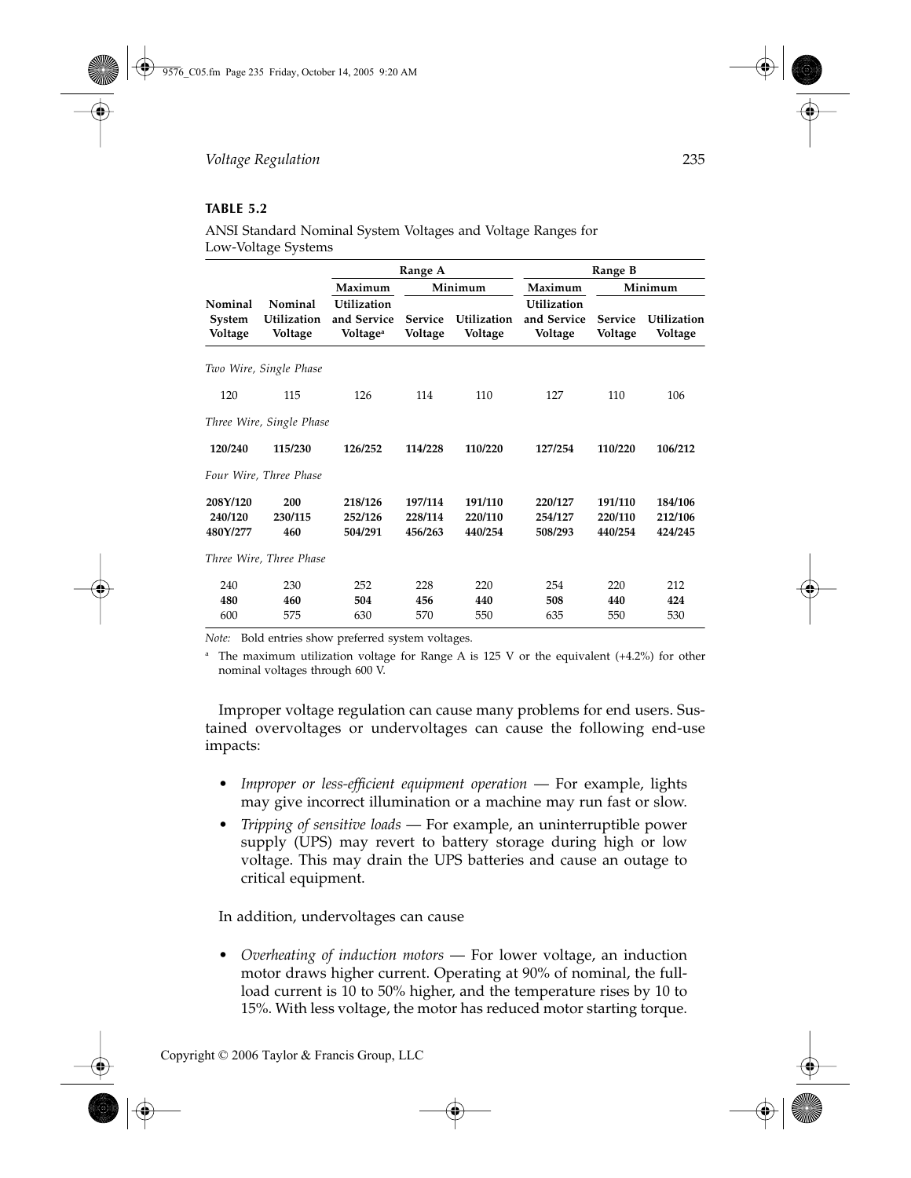**TABLE 5.2**

ANSI Standard Nominal System Voltages and Voltage Ranges for Low-Voltage Systems

| | | Range A | | | Range B | | |
|---|---|---|---|---|---|---|---|
| | | Maximum | Minimum | | Maximum | Minimum | |
| Nominal System Voltage | Nominal Utilization Voltage | Utilization and Service Voltage[a] | Service Voltage | Utilization Voltage | Utilization and Service Voltage | Service Voltage | Utilization Voltage |
| *Two Wire, Single Phase* | | | | | | | |
| 120 | 115 | 126 | 114 | 110 | 127 | 110 | 106 |
| *Three Wire, Single Phase* | | | | | | | |
| **120/240** | **115/230** | **126/252** | **114/228** | **110/220** | **127/254** | **110/220** | **106/212** |
| *Four Wire, Three Phase* | | | | | | | |
| **208Y/120** | **200** | **218/126** | **197/114** | **191/110** | **220/127** | **191/110** | **184/106** |
| **240/120** | **230/115** | **252/126** | **228/114** | **220/110** | **254/127** | **220/110** | **212/106** |
| **480Y/277** | **460** | **504/291** | **456/263** | **440/254** | **508/293** | **440/254** | **424/245** |
| *Three Wire, Three Phase* | | | | | | | |
| 240 | 230 | 252 | 228 | 220 | 254 | 220 | 212 |
| **480** | **460** | **504** | **456** | **440** | **508** | **440** | **424** |
| 600 | 575 | 630 | 570 | 550 | 635 | 550 | 530 |

*Note:* Bold entries show preferred system voltages.

[a] The maximum utilization voltage for Range A is 125 V or the equivalent (+4.2%) for other nominal voltages through 600 V.

Improper voltage regulation can cause many problems for end users. Sustained overvoltages or undervoltages can cause the following end-use impacts:

- *Improper or less-efficient equipment operation* — For example, lights may give incorrect illumination or a machine may run fast or slow.
- *Tripping of sensitive loads* — For example, an uninterruptible power supply (UPS) may revert to battery storage during high or low voltage. This may drain the UPS batteries and cause an outage to critical equipment.

In addition, undervoltages can cause

- *Overheating of induction motors* — For lower voltage, an induction motor draws higher current. Operating at 90% of nominal, the full-load current is 10 to 50% higher, and the temperature rises by 10 to 15%. With less voltage, the motor has reduced motor starting torque.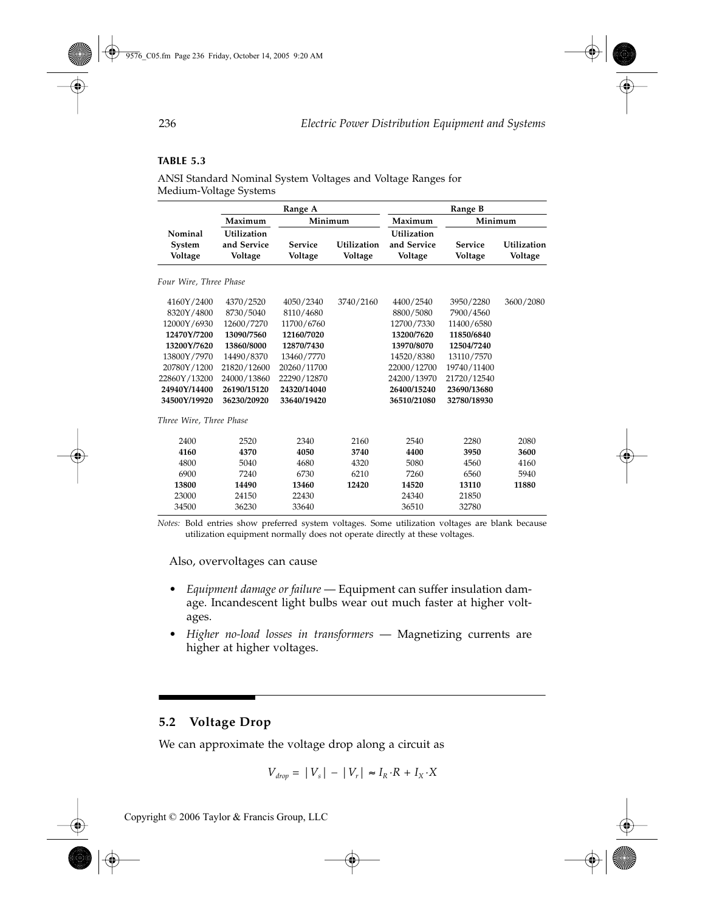**TABLE 5.3**

ANSI Standard Nominal System Voltages and Voltage Ranges for Medium-Voltage Systems

| | Range A | | | Range B | | |
|---|---|---|---|---|---|---|
| | Maximum | Minimum | | Maximum | Minimum | |
| Nominal System Voltage | Utilization and Service Voltage | Service Voltage | Utilization Voltage | Utilization and Service Voltage | Service Voltage | Utilization Voltage |
| *Four Wire, Three Phase* | | | | | | |
| 4160Y/2400 | 4370/2520 | 4050/2340 | 3740/2160 | 4400/2540 | 3950/2280 | 3600/2080 |
| 8320Y/4800 | 8730/5040 | 8110/4680 | | 8800/5080 | 7900/4560 | |
| 12000Y/6930 | 12600/7270 | 11700/6760 | | 12700/7330 | 11400/6580 | |
| **12470Y/7200** | **13090/7560** | **12160/7020** | | **13200/7620** | **11850/6840** | |
| **13200Y/7620** | **13860/8000** | **12870/7430** | | **13970/8070** | **12504/7240** | |
| 13800Y/7970 | 14490/8370 | 13460/7770 | | 14520/8380 | 13110/7570 | |
| 20780Y/1200 | 21820/12600 | 20260/11700 | | 22000/12700 | 19740/11400 | |
| 22860Y/13200 | 24000/13860 | 22290/12870 | | 24200/13970 | 21720/12540 | |
| **24940Y/14400** | **26190/15120** | **24320/14040** | | **26400/15240** | **23690/13680** | |
| **34500Y/19920** | **36230/20920** | **33640/19420** | | **36510/21080** | **32780/18930** | |
| *Three Wire, Three Phase* | | | | | | |
| 2400 | 2520 | 2340 | 2160 | 2540 | 2280 | 2080 |
| **4160** | **4370** | **4050** | **3740** | **4400** | **3950** | **3600** |
| 4800 | 5040 | 4680 | 4320 | 5080 | 4560 | 4160 |
| 6900 | 7240 | 6730 | 6210 | 7260 | 6560 | 5940 |
| **13800** | **14490** | **13460** | **12420** | **14520** | **13110** | **11880** |
| 23000 | 24150 | 22430 | | 24340 | 21850 | |
| 34500 | 36230 | 33640 | | 36510 | 32780 | |

*Notes:* Bold entries show preferred system voltages. Some utilization voltages are blank because utilization equipment normally does not operate directly at these voltages.

Also, overvoltages can cause

- *Equipment damage or failure* — Equipment can suffer insulation damage. Incandescent light bulbs wear out much faster at higher voltages.
- *Higher no-load losses in transformers* — Magnetizing currents are higher at higher voltages.

## 5.2 Voltage Drop

We can approximate the voltage drop along a circuit as

$$V_{drop} = |V_s| - |V_r| \approx I_R \cdot R + I_X \cdot X$$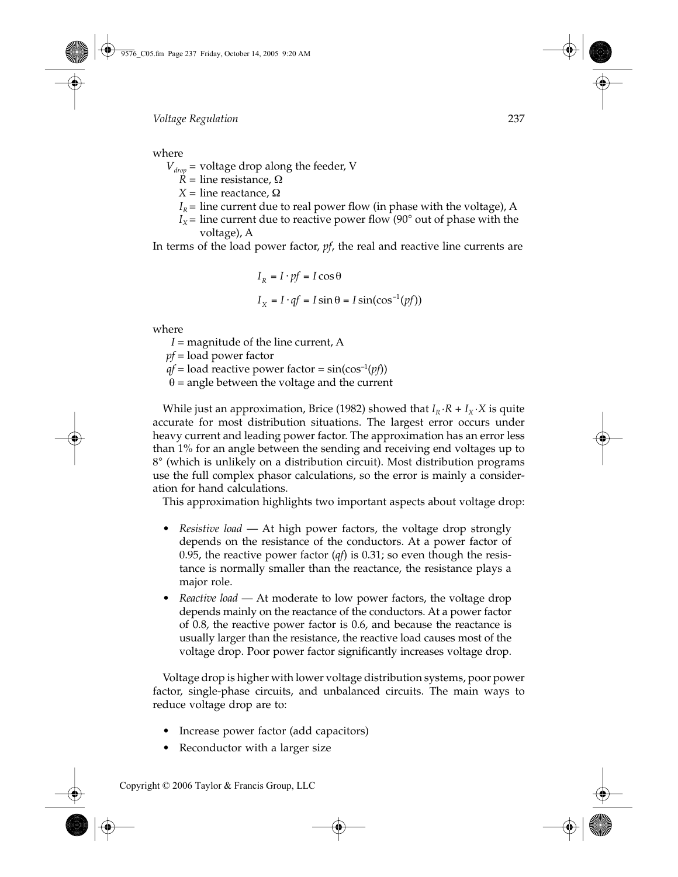where

$V_{drop}$ = voltage drop along the feeder, V

$R$ = line resistance, Ω

$X$ = line reactance, Ω

$I_R$ = line current due to real power flow (in phase with the voltage), A

$I_X$ = line current due to reactive power flow (90° out of phase with the voltage), A

In terms of the load power factor, *pf*, the real and reactive line currents are

$$I_R = I \cdot pf = I \cos\theta$$

$$I_X = I \cdot qf = I \sin\theta = I \sin(\cos^{-1}(pf))$$

where

$I$ = magnitude of the line current, A

$pf$ = load power factor

$qf$ = load reactive power factor = $\sin(\cos^{-1}(pf))$

$\theta$ = angle between the voltage and the current

While just an approximation, Brice (1982) showed that $I_R \cdot R + I_X \cdot X$ is quite accurate for most distribution situations. The largest error occurs under heavy current and leading power factor. The approximation has an error less than 1% for an angle between the sending and receiving end voltages up to 8° (which is unlikely on a distribution circuit). Most distribution programs use the full complex phasor calculations, so the error is mainly a consideration for hand calculations.

This approximation highlights two important aspects about voltage drop:

- *Resistive load* — At high power factors, the voltage drop strongly depends on the resistance of the conductors. At a power factor of 0.95, the reactive power factor (*qf*) is 0.31; so even though the resistance is normally smaller than the reactance, the resistance plays a major role.
- *Reactive load* — At moderate to low power factors, the voltage drop depends mainly on the reactance of the conductors. At a power factor of 0.8, the reactive power factor is 0.6, and because the reactance is usually larger than the resistance, the reactive load causes most of the voltage drop. Poor power factor significantly increases voltage drop.

Voltage drop is higher with lower voltage distribution systems, poor power factor, single-phase circuits, and unbalanced circuits. The main ways to reduce voltage drop are to:

- Increase power factor (add capacitors)
- Reconductor with a larger size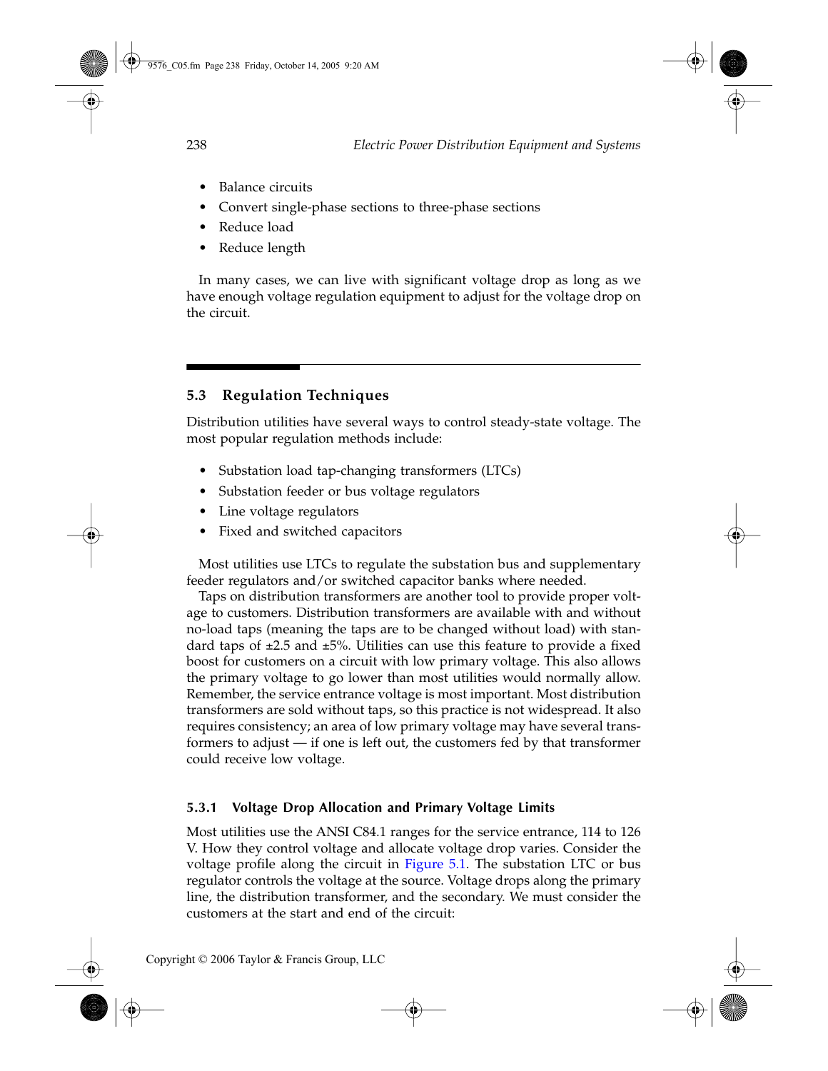- Balance circuits
- Convert single-phase sections to three-phase sections
- Reduce load
- Reduce length

In many cases, we can live with significant voltage drop as long as we have enough voltage regulation equipment to adjust for the voltage drop on the circuit.

## 5.3 Regulation Techniques

Distribution utilities have several ways to control steady-state voltage. The most popular regulation methods include:

- Substation load tap-changing transformers (LTCs)
- Substation feeder or bus voltage regulators
- Line voltage regulators
- Fixed and switched capacitors

Most utilities use LTCs to regulate the substation bus and supplementary feeder regulators and/or switched capacitor banks where needed.

Taps on distribution transformers are another tool to provide proper voltage to customers. Distribution transformers are available with and without no-load taps (meaning the taps are to be changed without load) with standard taps of ±2.5 and ±5%. Utilities can use this feature to provide a fixed boost for customers on a circuit with low primary voltage. This also allows the primary voltage to go lower than most utilities would normally allow. Remember, the service entrance voltage is most important. Most distribution transformers are sold without taps, so this practice is not widespread. It also requires consistency; an area of low primary voltage may have several transformers to adjust — if one is left out, the customers fed by that transformer could receive low voltage.

### 5.3.1 Voltage Drop Allocation and Primary Voltage Limits

Most utilities use the ANSI C84.1 ranges for the service entrance, 114 to 126 V. How they control voltage and allocate voltage drop varies. Consider the voltage profile along the circuit in Figure 5.1. The substation LTC or bus regulator controls the voltage at the source. Voltage drops along the primary line, the distribution transformer, and the secondary. We must consider the customers at the start and end of the circuit: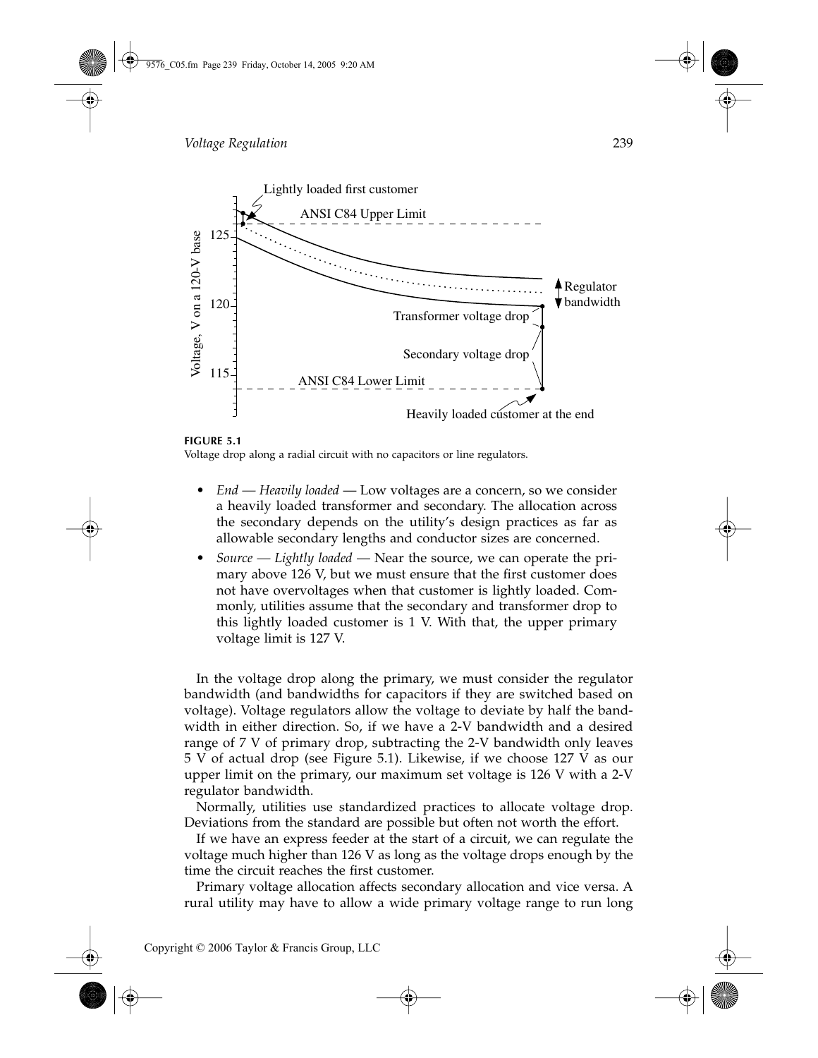**FIGURE 5.1**
Voltage drop along a radial circuit with no capacitors or line regulators.

- *End — Heavily loaded* — Low voltages are a concern, so we consider a heavily loaded transformer and secondary. The allocation across the secondary depends on the utility's design practices as far as allowable secondary lengths and conductor sizes are concerned.
- *Source — Lightly loaded* — Near the source, we can operate the primary above 126 V, but we must ensure that the first customer does not have overvoltages when that customer is lightly loaded. Commonly, utilities assume that the secondary and transformer drop to this lightly loaded customer is 1 V. With that, the upper primary voltage limit is 127 V.

In the voltage drop along the primary, we must consider the regulator bandwidth (and bandwidths for capacitors if they are switched based on voltage). Voltage regulators allow the voltage to deviate by half the bandwidth in either direction. So, if we have a 2-V bandwidth and a desired range of 7 V of primary drop, subtracting the 2-V bandwidth only leaves 5 V of actual drop (see Figure 5.1). Likewise, if we choose 127 V as our upper limit on the primary, our maximum set voltage is 126 V with a 2-V regulator bandwidth.

Normally, utilities use standardized practices to allocate voltage drop. Deviations from the standard are possible but often not worth the effort.

If we have an express feeder at the start of a circuit, we can regulate the voltage much higher than 126 V as long as the voltage drops enough by the time the circuit reaches the first customer.

Primary voltage allocation affects secondary allocation and vice versa. A rural utility may have to allow a wide primary voltage range to run long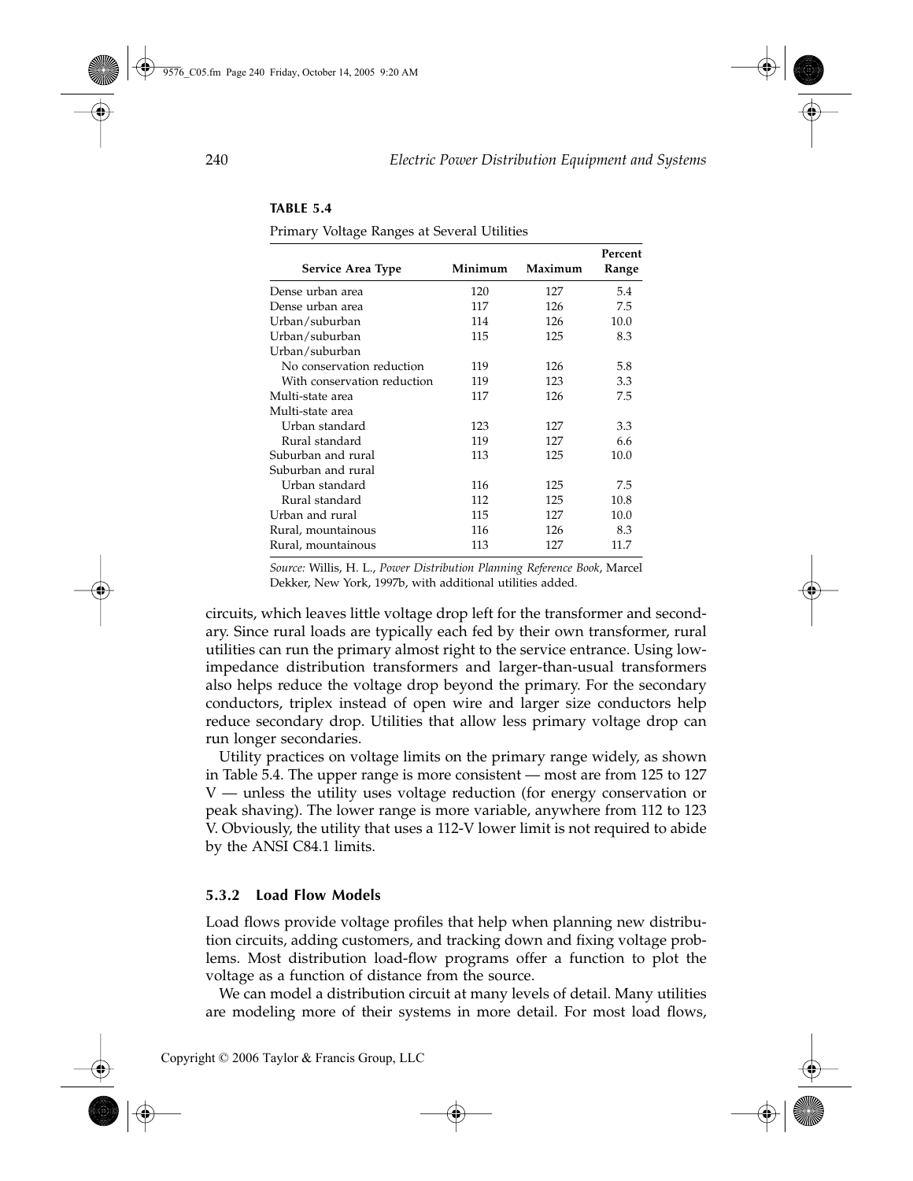**TABLE 5.4**

Primary Voltage Ranges at Several Utilities

| Service Area Type | Minimum | Maximum | Percent Range |
|---|---|---|---|
| Dense urban area | 120 | 127 | 5.4 |
| Dense urban area | 117 | 126 | 7.5 |
| Urban/suburban | 114 | 126 | 10.0 |
| Urban/suburban | 115 | 125 | 8.3 |
| Urban/suburban | | | |
| No conservation reduction | 119 | 126 | 5.8 |
| With conservation reduction | 119 | 123 | 3.3 |
| Multi-state area | 117 | 126 | 7.5 |
| Multi-state area | | | |
| Urban standard | 123 | 127 | 3.3 |
| Rural standard | 119 | 127 | 6.6 |
| Suburban and rural | 113 | 125 | 10.0 |
| Suburban and rural | | | |
| Urban standard | 116 | 125 | 7.5 |
| Rural standard | 112 | 125 | 10.8 |
| Urban and rural | 115 | 127 | 10.0 |
| Rural, mountainous | 116 | 126 | 8.3 |
| Rural, mountainous | 113 | 127 | 11.7 |

*Source:* Willis, H. L., *Power Distribution Planning Reference Book*, Marcel Dekker, New York, 1997b, with additional utilities added.

circuits, which leaves little voltage drop left for the transformer and secondary. Since rural loads are typically each fed by their own transformer, rural utilities can run the primary almost right to the service entrance. Using low-impedance distribution transformers and larger-than-usual transformers also helps reduce the voltage drop beyond the primary. For the secondary conductors, triplex instead of open wire and larger size conductors help reduce secondary drop. Utilities that allow less primary voltage drop can run longer secondaries.

Utility practices on voltage limits on the primary range widely, as shown in Table 5.4. The upper range is more consistent — most are from 125 to 127 V — unless the utility uses voltage reduction (for energy conservation or peak shaving). The lower range is more variable, anywhere from 112 to 123 V. Obviously, the utility that uses a 112-V lower limit is not required to abide by the ANSI C84.1 limits.

### 5.3.2 Load Flow Models

Load flows provide voltage profiles that help when planning new distribution circuits, adding customers, and tracking down and fixing voltage problems. Most distribution load-flow programs offer a function to plot the voltage as a function of distance from the source.

We can model a distribution circuit at many levels of detail. Many utilities are modeling more of their systems in more detail. For most load flows,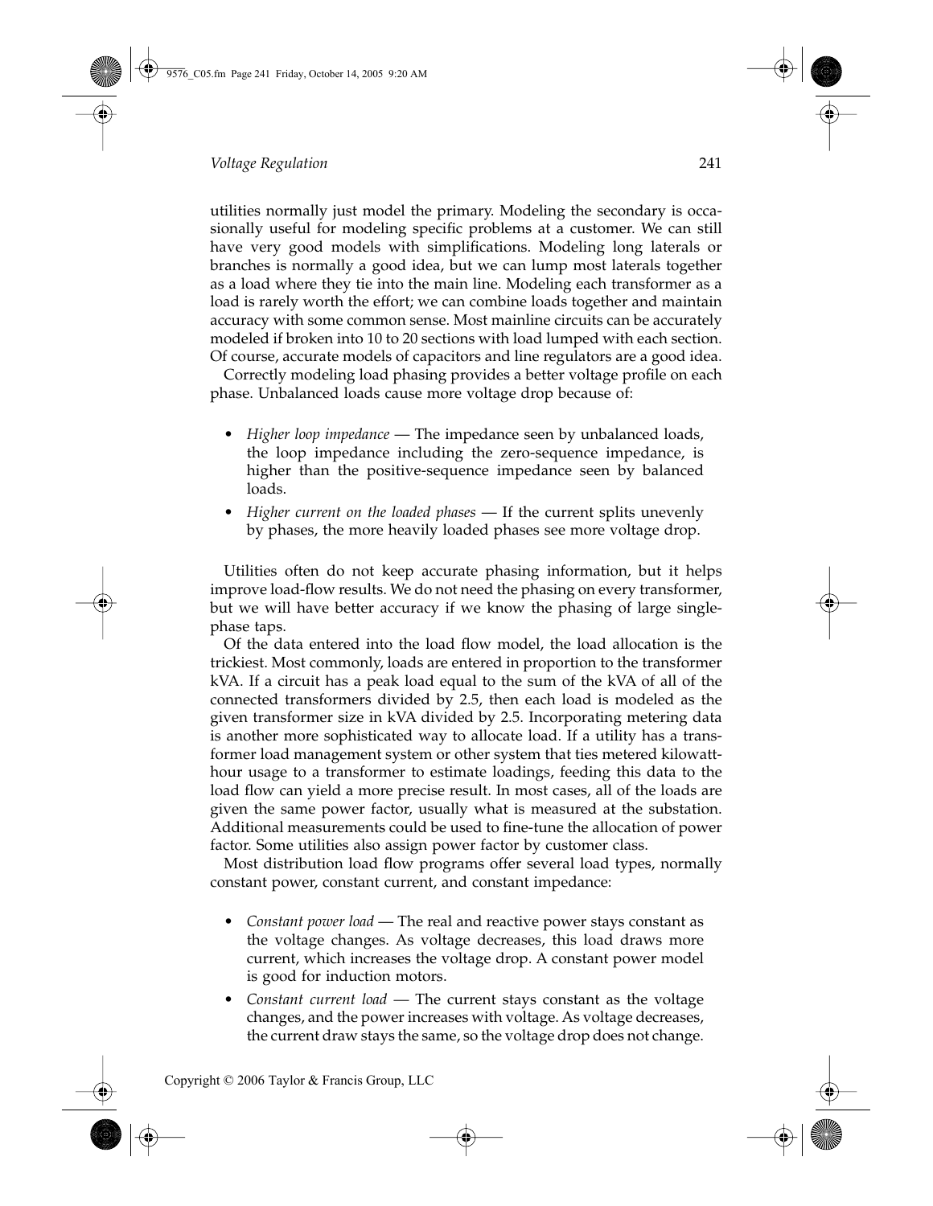utilities normally just model the primary. Modeling the secondary is occasionally useful for modeling specific problems at a customer. We can still have very good models with simplifications. Modeling long laterals or branches is normally a good idea, but we can lump most laterals together as a load where they tie into the main line. Modeling each transformer as a load is rarely worth the effort; we can combine loads together and maintain accuracy with some common sense. Most mainline circuits can be accurately modeled if broken into 10 to 20 sections with load lumped with each section. Of course, accurate models of capacitors and line regulators are a good idea.

Correctly modeling load phasing provides a better voltage profile on each phase. Unbalanced loads cause more voltage drop because of:

- *Higher loop impedance* — The impedance seen by unbalanced loads, the loop impedance including the zero-sequence impedance, is higher than the positive-sequence impedance seen by balanced loads.
- *Higher current on the loaded phases* — If the current splits unevenly by phases, the more heavily loaded phases see more voltage drop.

Utilities often do not keep accurate phasing information, but it helps improve load-flow results. We do not need the phasing on every transformer, but we will have better accuracy if we know the phasing of large single-phase taps.

Of the data entered into the load flow model, the load allocation is the trickiest. Most commonly, loads are entered in proportion to the transformer kVA. If a circuit has a peak load equal to the sum of the kVA of all of the connected transformers divided by 2.5, then each load is modeled as the given transformer size in kVA divided by 2.5. Incorporating metering data is another more sophisticated way to allocate load. If a utility has a transformer load management system or other system that ties metered kilowatt-hour usage to a transformer to estimate loadings, feeding this data to the load flow can yield a more precise result. In most cases, all of the loads are given the same power factor, usually what is measured at the substation. Additional measurements could be used to fine-tune the allocation of power factor. Some utilities also assign power factor by customer class.

Most distribution load flow programs offer several load types, normally constant power, constant current, and constant impedance:

- *Constant power load* — The real and reactive power stays constant as the voltage changes. As voltage decreases, this load draws more current, which increases the voltage drop. A constant power model is good for induction motors.
- *Constant current load* — The current stays constant as the voltage changes, and the power increases with voltage. As voltage decreases, the current draw stays the same, so the voltage drop does not change.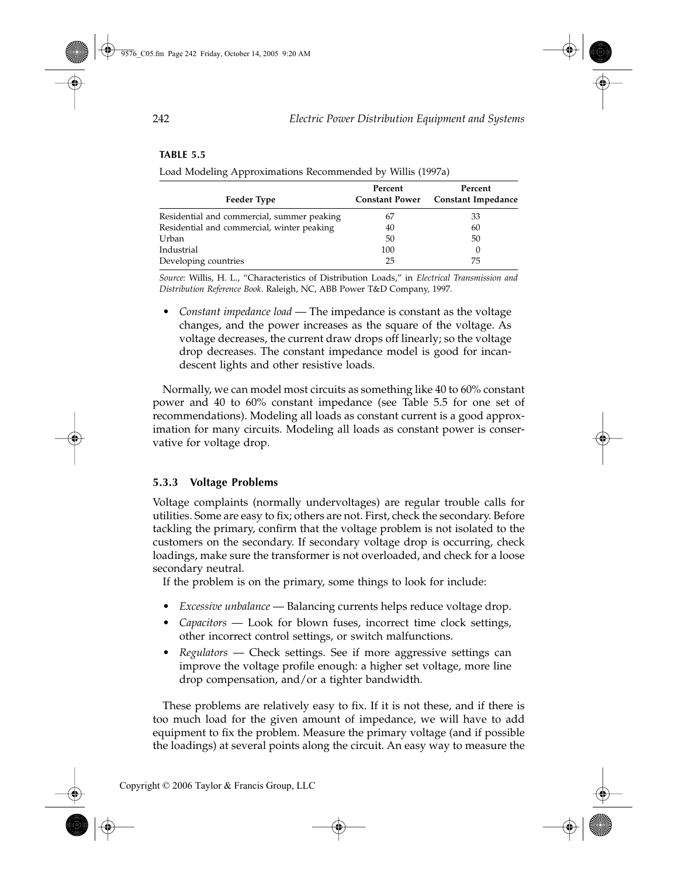**TABLE 5.5**

Load Modeling Approximations Recommended by Willis (1997a)

| Feeder Type | Percent Constant Power | Percent Constant Impedance |
|---|---|---|
| Residential and commercial, summer peaking | 67 | 33 |
| Residential and commercial, winter peaking | 40 | 60 |
| Urban | 50 | 50 |
| Industrial | 100 | 0 |
| Developing countries | 25 | 75 |

*Source:* Willis, H. L., "Characteristics of Distribution Loads," in *Electrical Transmission and Distribution Reference Book*. Raleigh, NC, ABB Power T&D Company, 1997.

- *Constant impedance load* — The impedance is constant as the voltage changes, and the power increases as the square of the voltage. As voltage decreases, the current draw drops off linearly; so the voltage drop decreases. The constant impedance model is good for incandescent lights and other resistive loads.

Normally, we can model most circuits as something like 40 to 60% constant power and 40 to 60% constant impedance (see Table 5.5 for one set of recommendations). Modeling all loads as constant current is a good approximation for many circuits. Modeling all loads as constant power is conservative for voltage drop.

### 5.3.3 Voltage Problems

Voltage complaints (normally undervoltages) are regular trouble calls for utilities. Some are easy to fix; others are not. First, check the secondary. Before tackling the primary, confirm that the voltage problem is not isolated to the customers on the secondary. If secondary voltage drop is occurring, check loadings, make sure the transformer is not overloaded, and check for a loose secondary neutral.

If the problem is on the primary, some things to look for include:

- *Excessive unbalance* — Balancing currents helps reduce voltage drop.
- *Capacitors* — Look for blown fuses, incorrect time clock settings, other incorrect control settings, or switch malfunctions.
- *Regulators* — Check settings. See if more aggressive settings can improve the voltage profile enough: a higher set voltage, more line drop compensation, and/or a tighter bandwidth.

These problems are relatively easy to fix. If it is not these, and if there is too much load for the given amount of impedance, we will have to add equipment to fix the problem. Measure the primary voltage (and if possible the loadings) at several points along the circuit. An easy way to measure the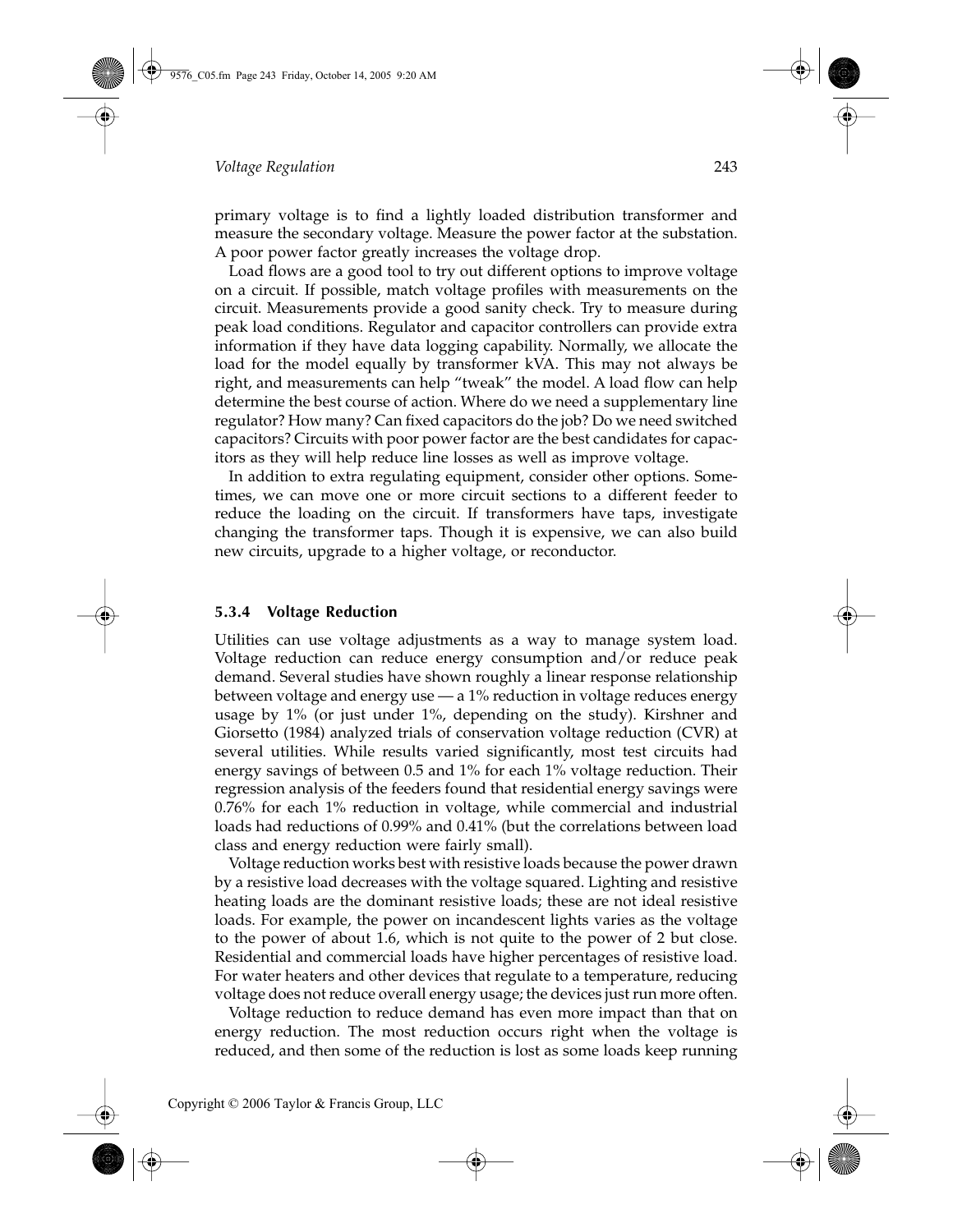primary voltage is to find a lightly loaded distribution transformer and measure the secondary voltage. Measure the power factor at the substation. A poor power factor greatly increases the voltage drop.

Load flows are a good tool to try out different options to improve voltage on a circuit. If possible, match voltage profiles with measurements on the circuit. Measurements provide a good sanity check. Try to measure during peak load conditions. Regulator and capacitor controllers can provide extra information if they have data logging capability. Normally, we allocate the load for the model equally by transformer kVA. This may not always be right, and measurements can help "tweak" the model. A load flow can help determine the best course of action. Where do we need a supplementary line regulator? How many? Can fixed capacitors do the job? Do we need switched capacitors? Circuits with poor power factor are the best candidates for capacitors as they will help reduce line losses as well as improve voltage.

In addition to extra regulating equipment, consider other options. Sometimes, we can move one or more circuit sections to a different feeder to reduce the loading on the circuit. If transformers have taps, investigate changing the transformer taps. Though it is expensive, we can also build new circuits, upgrade to a higher voltage, or reconductor.

### 5.3.4 Voltage Reduction

Utilities can use voltage adjustments as a way to manage system load. Voltage reduction can reduce energy consumption and/or reduce peak demand. Several studies have shown roughly a linear response relationship between voltage and energy use — a 1% reduction in voltage reduces energy usage by 1% (or just under 1%, depending on the study). Kirshner and Giorsetto (1984) analyzed trials of conservation voltage reduction (CVR) at several utilities. While results varied significantly, most test circuits had energy savings of between 0.5 and 1% for each 1% voltage reduction. Their regression analysis of the feeders found that residential energy savings were 0.76% for each 1% reduction in voltage, while commercial and industrial loads had reductions of 0.99% and 0.41% (but the correlations between load class and energy reduction were fairly small).

Voltage reduction works best with resistive loads because the power drawn by a resistive load decreases with the voltage squared. Lighting and resistive heating loads are the dominant resistive loads; these are not ideal resistive loads. For example, the power on incandescent lights varies as the voltage to the power of about 1.6, which is not quite to the power of 2 but close. Residential and commercial loads have higher percentages of resistive load. For water heaters and other devices that regulate to a temperature, reducing voltage does not reduce overall energy usage; the devices just run more often.

Voltage reduction to reduce demand has even more impact than that on energy reduction. The most reduction occurs right when the voltage is reduced, and then some of the reduction is lost as some loads keep running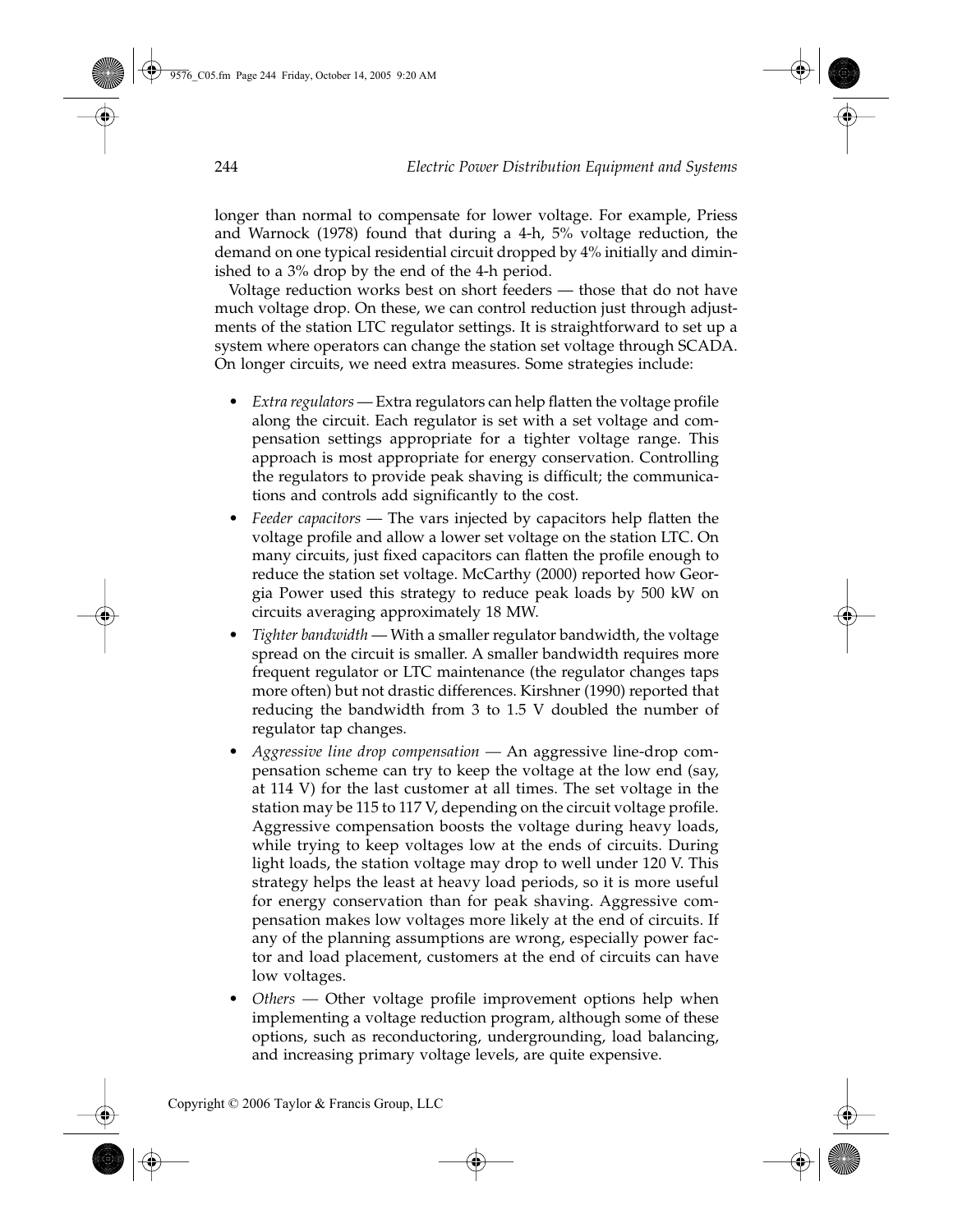longer than normal to compensate for lower voltage. For example, Priess and Warnock (1978) found that during a 4-h, 5% voltage reduction, the demand on one typical residential circuit dropped by 4% initially and diminished to a 3% drop by the end of the 4-h period.

Voltage reduction works best on short feeders — those that do not have much voltage drop. On these, we can control reduction just through adjustments of the station LTC regulator settings. It is straightforward to set up a system where operators can change the station set voltage through SCADA. On longer circuits, we need extra measures. Some strategies include:

- *Extra regulators* — Extra regulators can help flatten the voltage profile along the circuit. Each regulator is set with a set voltage and compensation settings appropriate for a tighter voltage range. This approach is most appropriate for energy conservation. Controlling the regulators to provide peak shaving is difficult; the communications and controls add significantly to the cost.
- *Feeder capacitors* — The vars injected by capacitors help flatten the voltage profile and allow a lower set voltage on the station LTC. On many circuits, just fixed capacitors can flatten the profile enough to reduce the station set voltage. McCarthy (2000) reported how Georgia Power used this strategy to reduce peak loads by 500 kW on circuits averaging approximately 18 MW.
- *Tighter bandwidth* — With a smaller regulator bandwidth, the voltage spread on the circuit is smaller. A smaller bandwidth requires more frequent regulator or LTC maintenance (the regulator changes taps more often) but not drastic differences. Kirshner (1990) reported that reducing the bandwidth from 3 to 1.5 V doubled the number of regulator tap changes.
- *Aggressive line drop compensation* — An aggressive line-drop compensation scheme can try to keep the voltage at the low end (say, at 114 V) for the last customer at all times. The set voltage in the station may be 115 to 117 V, depending on the circuit voltage profile. Aggressive compensation boosts the voltage during heavy loads, while trying to keep voltages low at the ends of circuits. During light loads, the station voltage may drop to well under 120 V. This strategy helps the least at heavy load periods, so it is more useful for energy conservation than for peak shaving. Aggressive compensation makes low voltages more likely at the end of circuits. If any of the planning assumptions are wrong, especially power factor and load placement, customers at the end of circuits can have low voltages.
- *Others* — Other voltage profile improvement options help when implementing a voltage reduction program, although some of these options, such as reconductoring, undergrounding, load balancing, and increasing primary voltage levels, are quite expensive.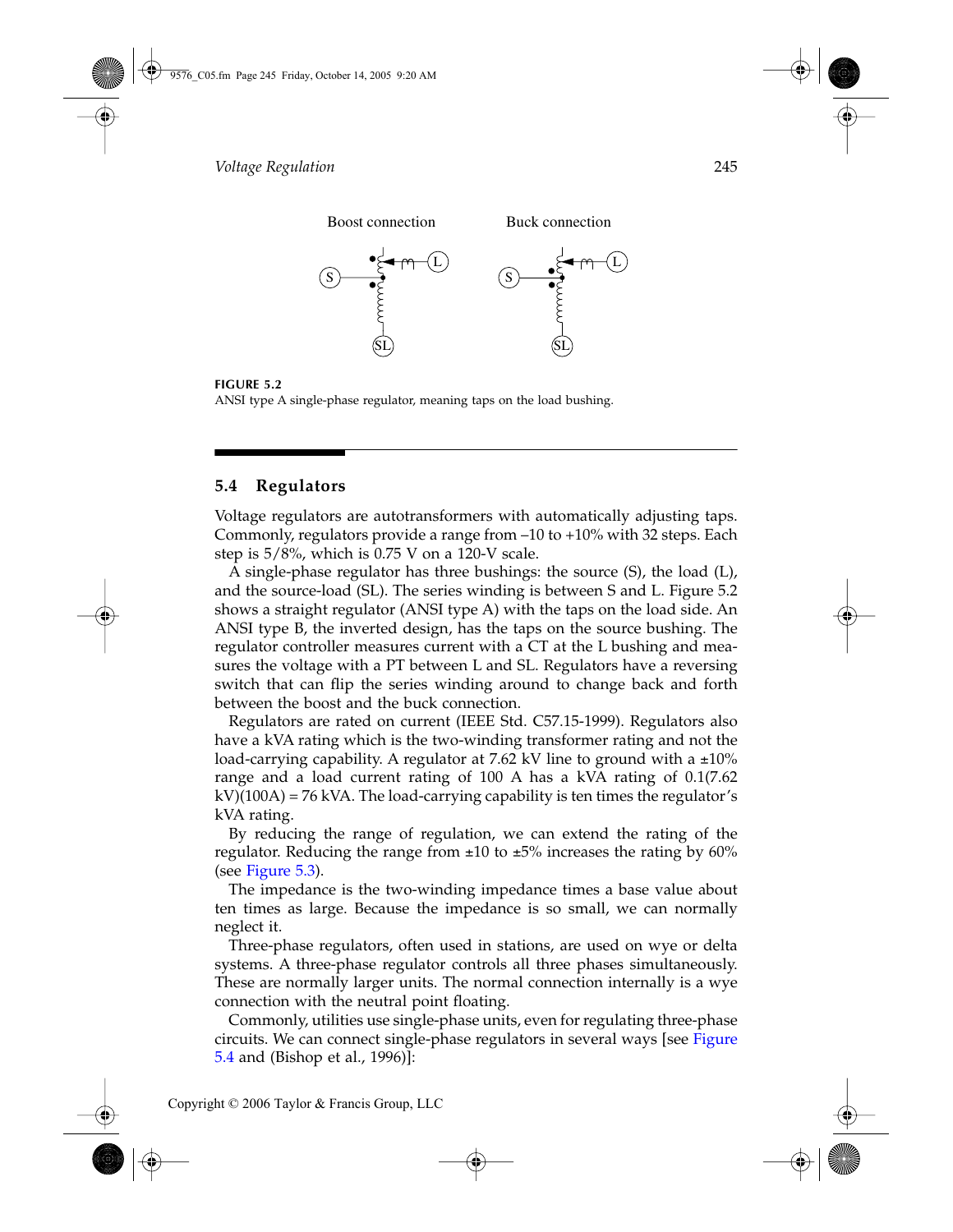Boost connection    Buck connection

**FIGURE 5.2**
ANSI type A single-phase regulator, meaning taps on the load bushing.

## 5.4 Regulators

Voltage regulators are autotransformers with automatically adjusting taps. Commonly, regulators provide a range from –10 to +10% with 32 steps. Each step is 5/8%, which is 0.75 V on a 120-V scale.

A single-phase regulator has three bushings: the source (S), the load (L), and the source-load (SL). The series winding is between S and L. Figure 5.2 shows a straight regulator (ANSI type A) with the taps on the load side. An ANSI type B, the inverted design, has the taps on the source bushing. The regulator controller measures current with a CT at the L bushing and measures the voltage with a PT between L and SL. Regulators have a reversing switch that can flip the series winding around to change back and forth between the boost and the buck connection.

Regulators are rated on current (IEEE Std. C57.15-1999). Regulators also have a kVA rating which is the two-winding transformer rating and not the load-carrying capability. A regulator at 7.62 kV line to ground with a ±10% range and a load current rating of 100 A has a kVA rating of 0.1(7.62 kV)(100A) = 76 kVA. The load-carrying capability is ten times the regulator's kVA rating.

By reducing the range of regulation, we can extend the rating of the regulator. Reducing the range from ±10 to ±5% increases the rating by 60% (see Figure 5.3).

The impedance is the two-winding impedance times a base value about ten times as large. Because the impedance is so small, we can normally neglect it.

Three-phase regulators, often used in stations, are used on wye or delta systems. A three-phase regulator controls all three phases simultaneously. These are normally larger units. The normal connection internally is a wye connection with the neutral point floating.

Commonly, utilities use single-phase units, even for regulating three-phase circuits. We can connect single-phase regulators in several ways [see Figure 5.4 and (Bishop et al., 1996)]: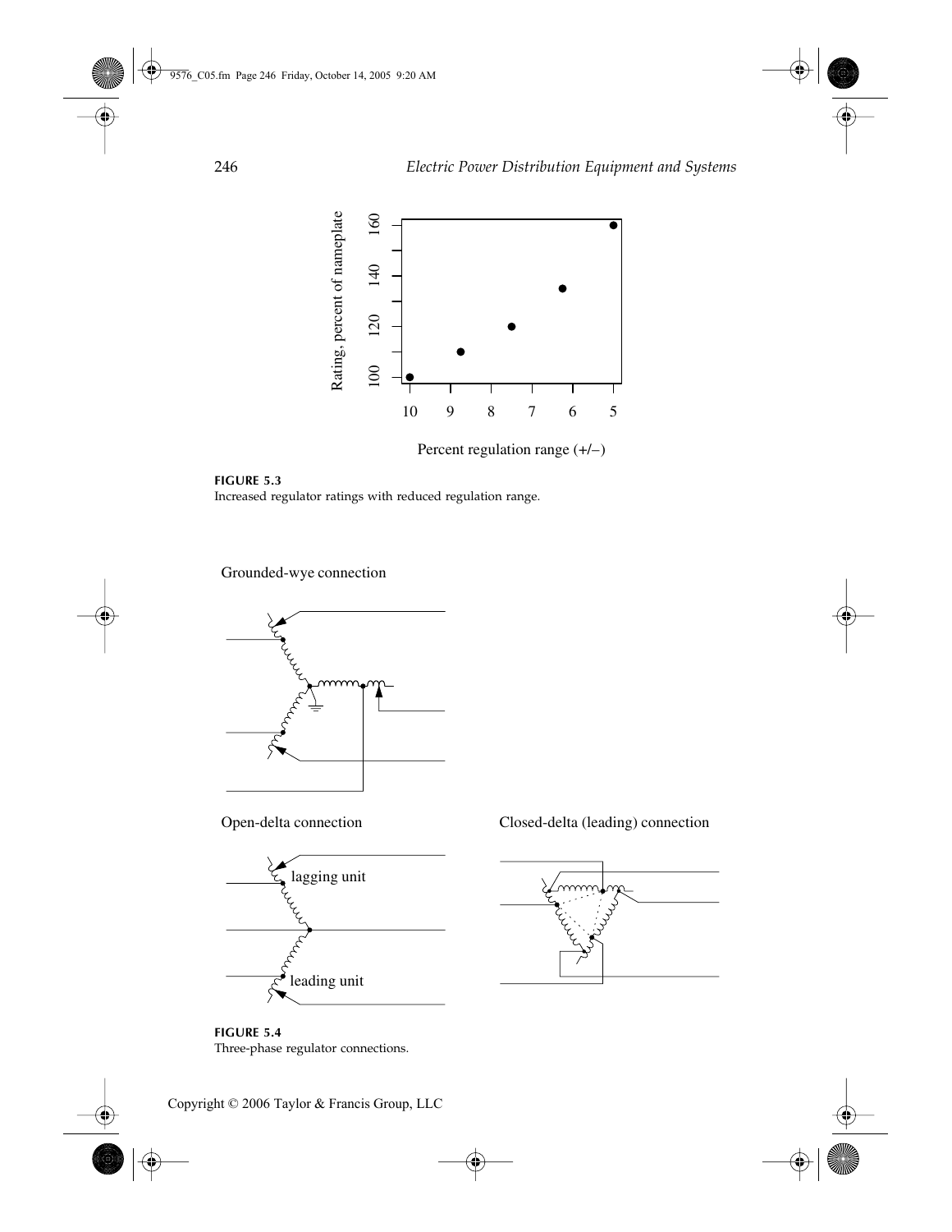**FIGURE 5.3**
Increased regulator ratings with reduced regulation range.

**FIGURE 5.4**
Three-phase regulator connections.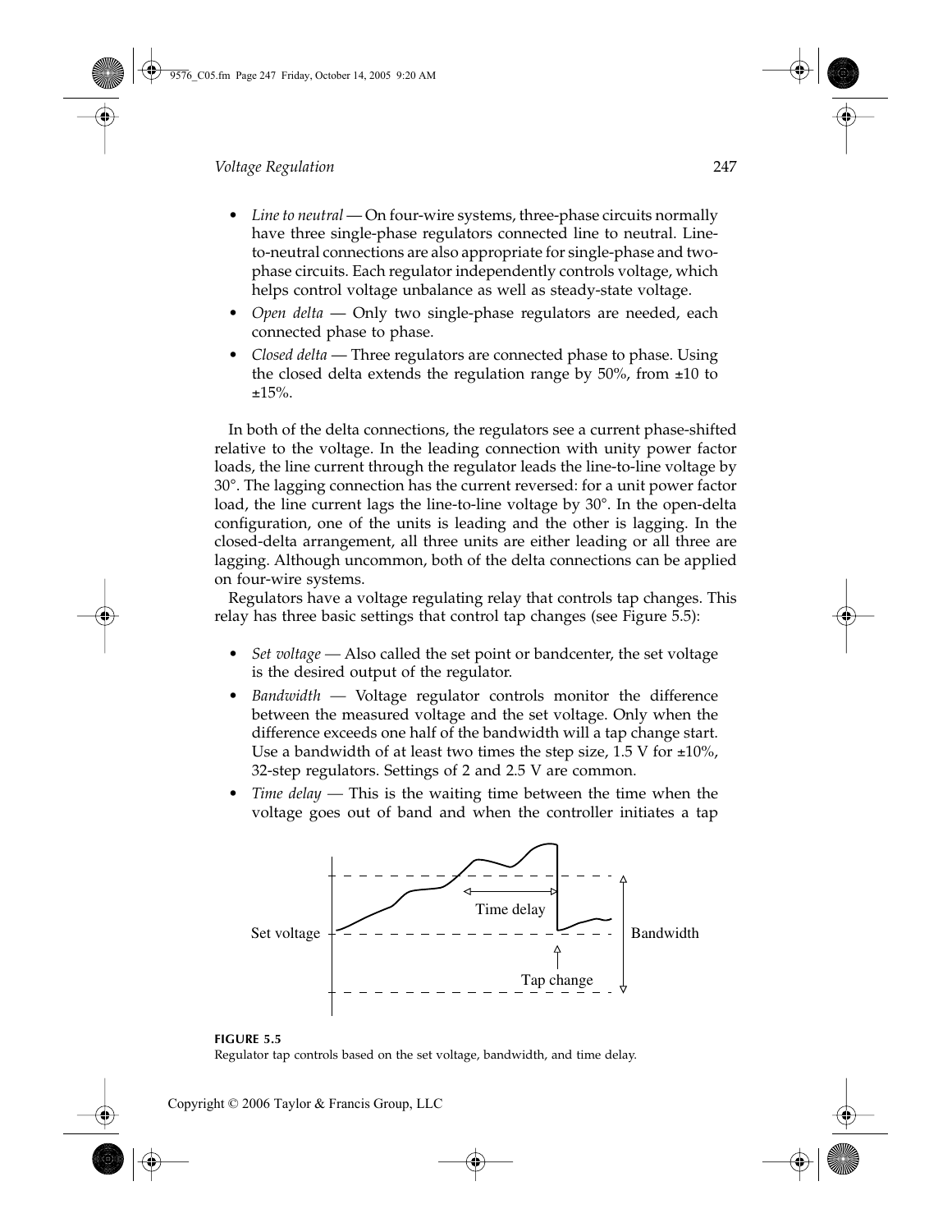- *Line to neutral* — On four-wire systems, three-phase circuits normally have three single-phase regulators connected line to neutral. Line-to-neutral connections are also appropriate for single-phase and two-phase circuits. Each regulator independently controls voltage, which helps control voltage unbalance as well as steady-state voltage.
- *Open delta* — Only two single-phase regulators are needed, each connected phase to phase.
- *Closed delta* — Three regulators are connected phase to phase. Using the closed delta extends the regulation range by 50%, from ±10 to ±15%.

In both of the delta connections, the regulators see a current phase-shifted relative to the voltage. In the leading connection with unity power factor loads, the line current through the regulator leads the line-to-line voltage by 30°. The lagging connection has the current reversed: for a unit power factor load, the line current lags the line-to-line voltage by 30°. In the open-delta configuration, one of the units is leading and the other is lagging. In the closed-delta arrangement, all three units are either leading or all three are lagging. Although uncommon, both of the delta connections can be applied on four-wire systems.

Regulators have a voltage regulating relay that controls tap changes. This relay has three basic settings that control tap changes (see Figure 5.5):

- *Set voltage* — Also called the set point or bandcenter, the set voltage is the desired output of the regulator.
- *Bandwidth* — Voltage regulator controls monitor the difference between the measured voltage and the set voltage. Only when the difference exceeds one half of the bandwidth will a tap change start. Use a bandwidth of at least two times the step size, 1.5 V for ±10%, 32-step regulators. Settings of 2 and 2.5 V are common.
- *Time delay* — This is the waiting time between the time when the voltage goes out of band and when the controller initiates a tap

Set voltage

Time delay

Tap change

Bandwidth

**FIGURE 5.5**
Regulator tap controls based on the set voltage, bandwidth, and time delay.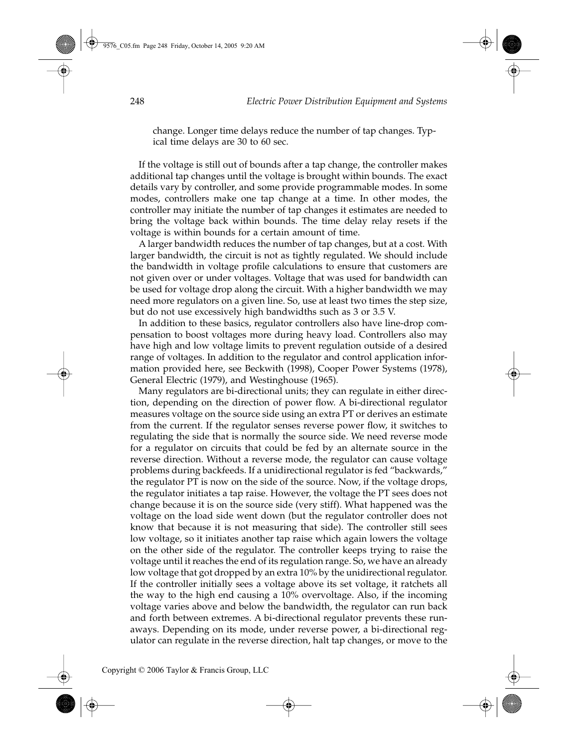change. Longer time delays reduce the number of tap changes. Typical time delays are 30 to 60 sec.

If the voltage is still out of bounds after a tap change, the controller makes additional tap changes until the voltage is brought within bounds. The exact details vary by controller, and some provide programmable modes. In some modes, controllers make one tap change at a time. In other modes, the controller may initiate the number of tap changes it estimates are needed to bring the voltage back within bounds. The time delay relay resets if the voltage is within bounds for a certain amount of time.

A larger bandwidth reduces the number of tap changes, but at a cost. With larger bandwidth, the circuit is not as tightly regulated. We should include the bandwidth in voltage profile calculations to ensure that customers are not given over or under voltages. Voltage that was used for bandwidth can be used for voltage drop along the circuit. With a higher bandwidth we may need more regulators on a given line. So, use at least two times the step size, but do not use excessively high bandwidths such as 3 or 3.5 V.

In addition to these basics, regulator controllers also have line-drop compensation to boost voltages more during heavy load. Controllers also may have high and low voltage limits to prevent regulation outside of a desired range of voltages. In addition to the regulator and control application information provided here, see Beckwith (1998), Cooper Power Systems (1978), General Electric (1979), and Westinghouse (1965).

Many regulators are bi-directional units; they can regulate in either direction, depending on the direction of power flow. A bi-directional regulator measures voltage on the source side using an extra PT or derives an estimate from the current. If the regulator senses reverse power flow, it switches to regulating the side that is normally the source side. We need reverse mode for a regulator on circuits that could be fed by an alternate source in the reverse direction. Without a reverse mode, the regulator can cause voltage problems during backfeeds. If a unidirectional regulator is fed "backwards," the regulator PT is now on the side of the source. Now, if the voltage drops, the regulator initiates a tap raise. However, the voltage the PT sees does not change because it is on the source side (very stiff). What happened was the voltage on the load side went down (but the regulator controller does not know that because it is not measuring that side). The controller still sees low voltage, so it initiates another tap raise which again lowers the voltage on the other side of the regulator. The controller keeps trying to raise the voltage until it reaches the end of its regulation range. So, we have an already low voltage that got dropped by an extra 10% by the unidirectional regulator. If the controller initially sees a voltage above its set voltage, it ratchets all the way to the high end causing a 10% overvoltage. Also, if the incoming voltage varies above and below the bandwidth, the regulator can run back and forth between extremes. A bi-directional regulator prevents these runaways. Depending on its mode, under reverse power, a bi-directional regulator can regulate in the reverse direction, halt tap changes, or move to the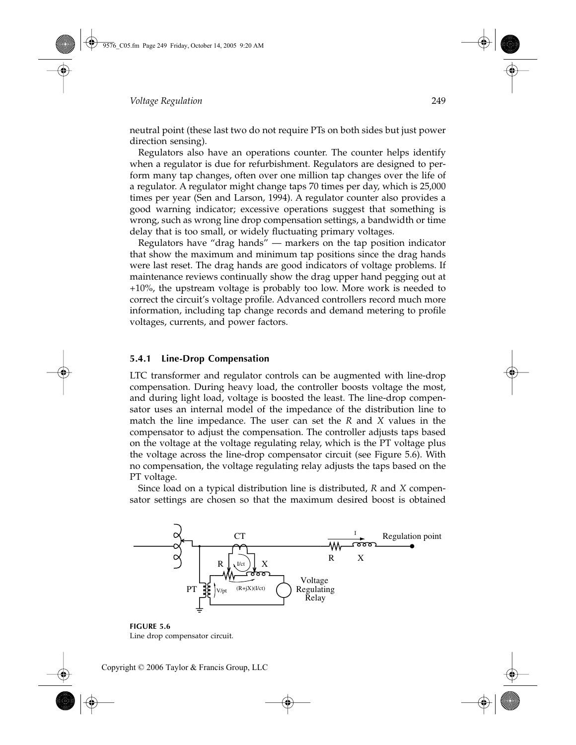neutral point (these last two do not require PTs on both sides but just power direction sensing).

Regulators also have an operations counter. The counter helps identify when a regulator is due for refurbishment. Regulators are designed to perform many tap changes, often over one million tap changes over the life of a regulator. A regulator might change taps 70 times per day, which is 25,000 times per year (Sen and Larson, 1994). A regulator counter also provides a good warning indicator; excessive operations suggest that something is wrong, such as wrong line drop compensation settings, a bandwidth or time delay that is too small, or widely fluctuating primary voltages.

Regulators have "drag hands" — markers on the tap position indicator that show the maximum and minimum tap positions since the drag hands were last reset. The drag hands are good indicators of voltage problems. If maintenance reviews continually show the drag upper hand pegging out at +10%, the upstream voltage is probably too low. More work is needed to correct the circuit's voltage profile. Advanced controllers record much more information, including tap change records and demand metering to profile voltages, currents, and power factors.

### 5.4.1 Line-Drop Compensation

LTC transformer and regulator controls can be augmented with line-drop compensation. During heavy load, the controller boosts voltage the most, and during light load, voltage is boosted the least. The line-drop compensator uses an internal model of the impedance of the distribution line to match the line impedance. The user can set the *R* and *X* values in the compensator to adjust the compensation. The controller adjusts taps based on the voltage at the voltage regulating relay, which is the PT voltage plus the voltage across the line-drop compensator circuit (see Figure 5.6). With no compensation, the voltage regulating relay adjusts the taps based on the PT voltage.

Since load on a typical distribution line is distributed, *R* and *X* compensator settings are chosen so that the maximum desired boost is obtained

CT
I
Regulation point
R
I/ct
X
R
X
PT
V/pt
(R+jX)(I/ct)
Voltage
Regulating
Relay

**FIGURE 5.6**
Line drop compensator circuit.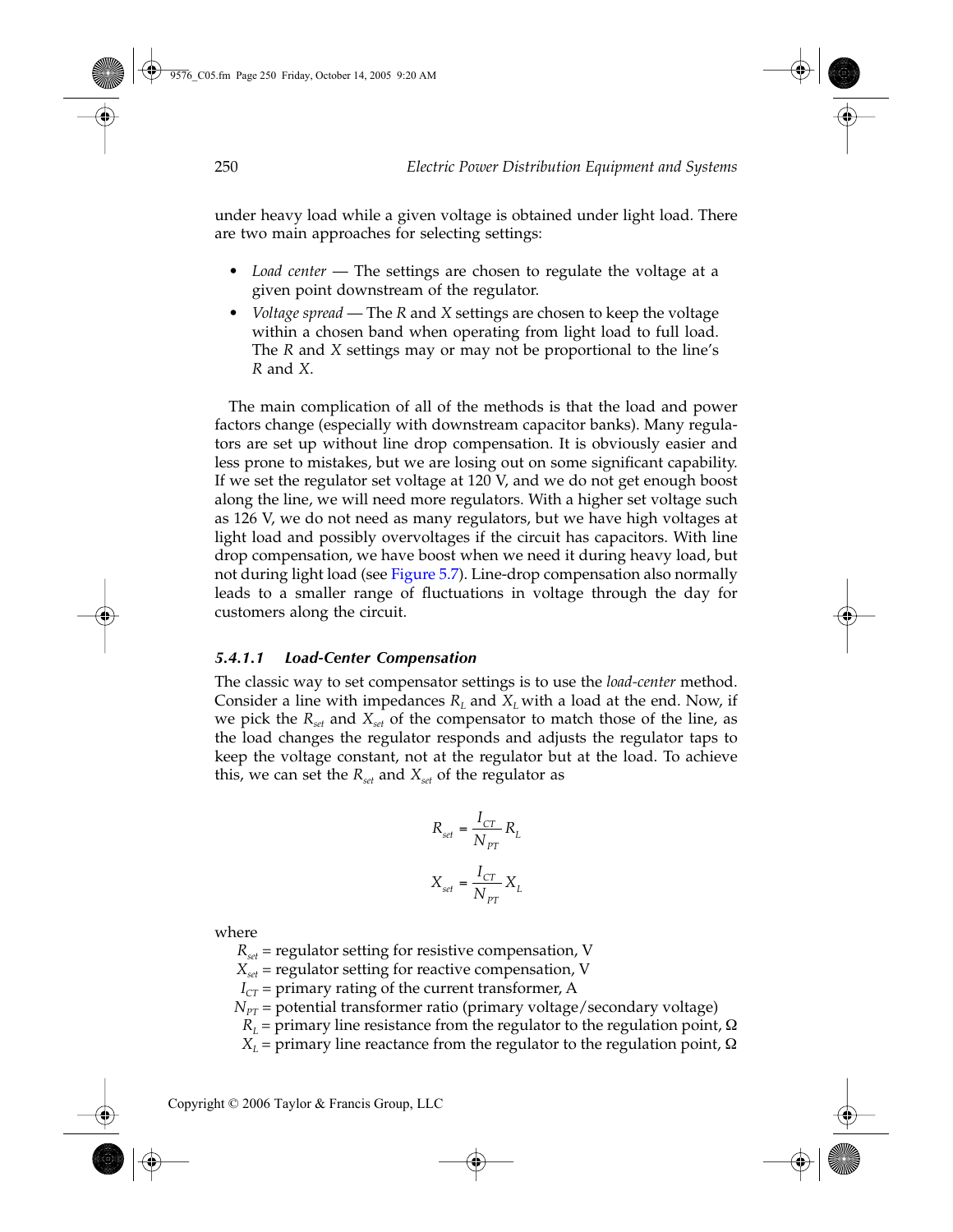under heavy load while a given voltage is obtained under light load. There are two main approaches for selecting settings:

- *Load center* — The settings are chosen to regulate the voltage at a given point downstream of the regulator.
- *Voltage spread* — The *R* and *X* settings are chosen to keep the voltage within a chosen band when operating from light load to full load. The *R* and *X* settings may or may not be proportional to the line's *R* and *X*.

The main complication of all of the methods is that the load and power factors change (especially with downstream capacitor banks). Many regulators are set up without line drop compensation. It is obviously easier and less prone to mistakes, but we are losing out on some significant capability. If we set the regulator set voltage at 120 V, and we do not get enough boost along the line, we will need more regulators. With a higher set voltage such as 126 V, we do not need as many regulators, but we have high voltages at light load and possibly overvoltages if the circuit has capacitors. With line drop compensation, we have boost when we need it during heavy load, but not during light load (see Figure 5.7). Line-drop compensation also normally leads to a smaller range of fluctuations in voltage through the day for customers along the circuit.

#### *5.4.1.1 Load-Center Compensation*

The classic way to set compensator settings is to use the *load-center* method. Consider a line with impedances $R_L$ and $X_L$ with a load at the end. Now, if we pick the $R_{set}$ and $X_{set}$ of the compensator to match those of the line, as the load changes the regulator responds and adjusts the regulator taps to keep the voltage constant, not at the regulator but at the load. To achieve this, we can set the $R_{set}$ and $X_{set}$ of the regulator as

$$R_{set} = \frac{I_{CT}}{N_{PT}} R_L$$

$$X_{set} = \frac{I_{CT}}{N_{PT}} X_L$$

where

$R_{set}$ = regulator setting for resistive compensation, V
$X_{set}$ = regulator setting for reactive compensation, V
$I_{CT}$ = primary rating of the current transformer, A
$N_{PT}$ = potential transformer ratio (primary voltage/secondary voltage)
$R_L$ = primary line resistance from the regulator to the regulation point, Ω
$X_L$ = primary line reactance from the regulator to the regulation point, Ω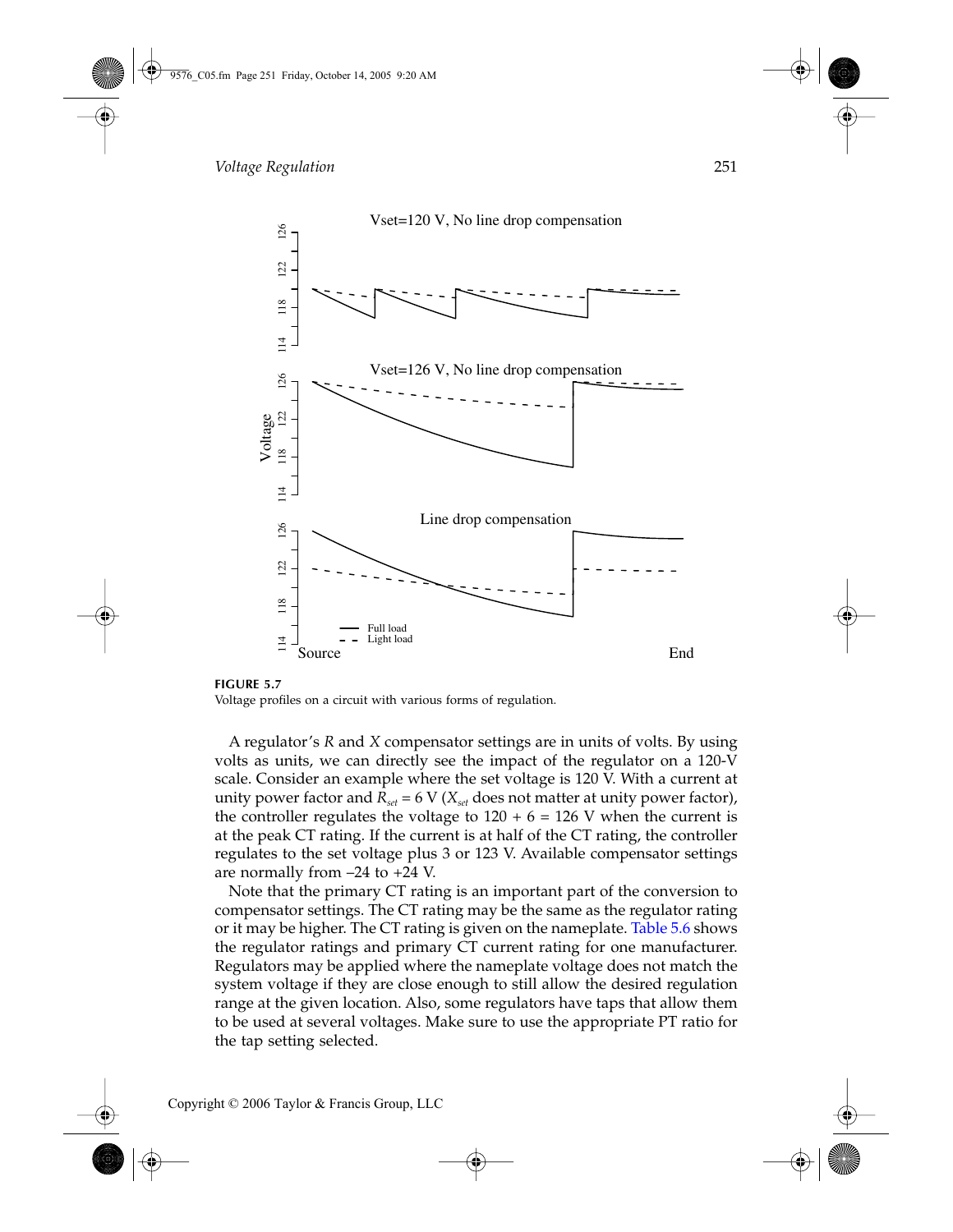FIGURE 5.7
Voltage profiles on a circuit with various forms of regulation.

A regulator's *R* and *X* compensator settings are in units of volts. By using volts as units, we can directly see the impact of the regulator on a 120-V scale. Consider an example where the set voltage is 120 V. With a current at unity power factor and $R_{set}$ = 6 V ($X_{set}$ does not matter at unity power factor), the controller regulates the voltage to 120 + 6 = 126 V when the current is at the peak CT rating. If the current is at half of the CT rating, the controller regulates to the set voltage plus 3 or 123 V. Available compensator settings are normally from –24 to +24 V.

Note that the primary CT rating is an important part of the conversion to compensator settings. The CT rating may be the same as the regulator rating or it may be higher. The CT rating is given on the nameplate. Table 5.6 shows the regulator ratings and primary CT current rating for one manufacturer. Regulators may be applied where the nameplate voltage does not match the system voltage if they are close enough to still allow the desired regulation range at the given location. Also, some regulators have taps that allow them to be used at several voltages. Make sure to use the appropriate PT ratio for the tap setting selected.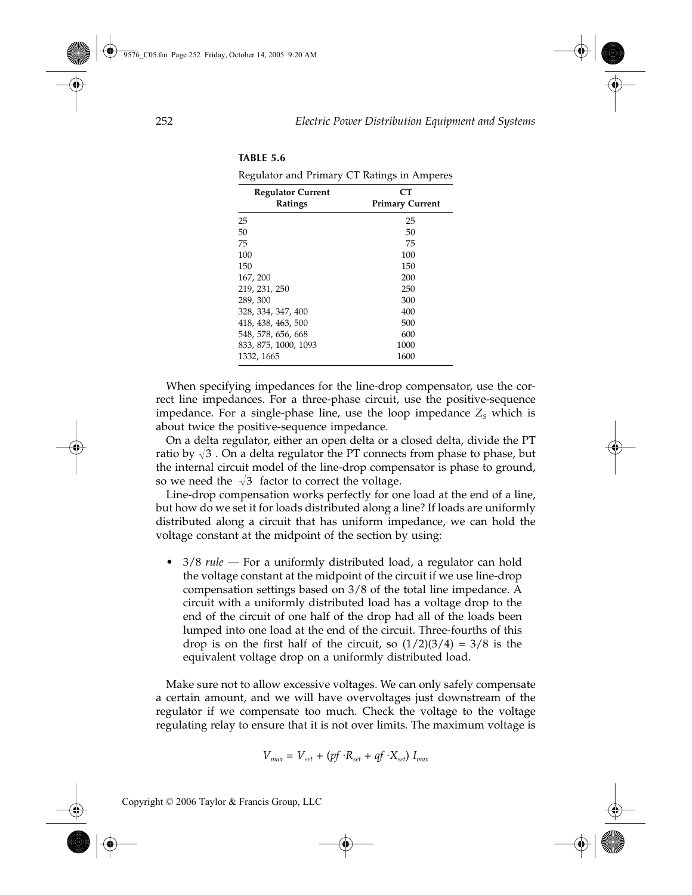**TABLE 5.6**

Regulator and Primary CT Ratings in Amperes

| Regulator Current Ratings | CT Primary Current |
|---|---|
| 25 | 25 |
| 50 | 50 |
| 75 | 75 |
| 100 | 100 |
| 150 | 150 |
| 167, 200 | 200 |
| 219, 231, 250 | 250 |
| 289, 300 | 300 |
| 328, 334, 347, 400 | 400 |
| 418, 438, 463, 500 | 500 |
| 548, 578, 656, 668 | 600 |
| 833, 875, 1000, 1093 | 1000 |
| 1332, 1665 | 1600 |

When specifying impedances for the line-drop compensator, use the correct line impedances. For a three-phase circuit, use the positive-sequence impedance. For a single-phase line, use the loop impedance $Z_S$ which is about twice the positive-sequence impedance.

On a delta regulator, either an open delta or a closed delta, divide the PT ratio by $\sqrt{3}$. On a delta regulator the PT connects from phase to phase, but the internal circuit model of the line-drop compensator is phase to ground, so we need the $\sqrt{3}$ factor to correct the voltage.

Line-drop compensation works perfectly for one load at the end of a line, but how do we set it for loads distributed along a line? If loads are uniformly distributed along a circuit that has uniform impedance, we can hold the voltage constant at the midpoint of the section by using:

- 3/8 *rule* — For a uniformly distributed load, a regulator can hold the voltage constant at the midpoint of the circuit if we use line-drop compensation settings based on 3/8 of the total line impedance. A circuit with a uniformly distributed load has a voltage drop to the end of the circuit of one half of the drop had all of the loads been lumped into one load at the end of the circuit. Three-fourths of this drop is on the first half of the circuit, so $(1/2)(3/4) = 3/8$ is the equivalent voltage drop on a uniformly distributed load.

Make sure not to allow excessive voltages. We can only safely compensate a certain amount, and we will have overvoltages just downstream of the regulator if we compensate too much. Check the voltage to the voltage regulating relay to ensure that it is not over limits. The maximum voltage is

$$V_{max} = V_{set} + (pf \cdot R_{set} + qf \cdot X_{set})\, I_{max}$$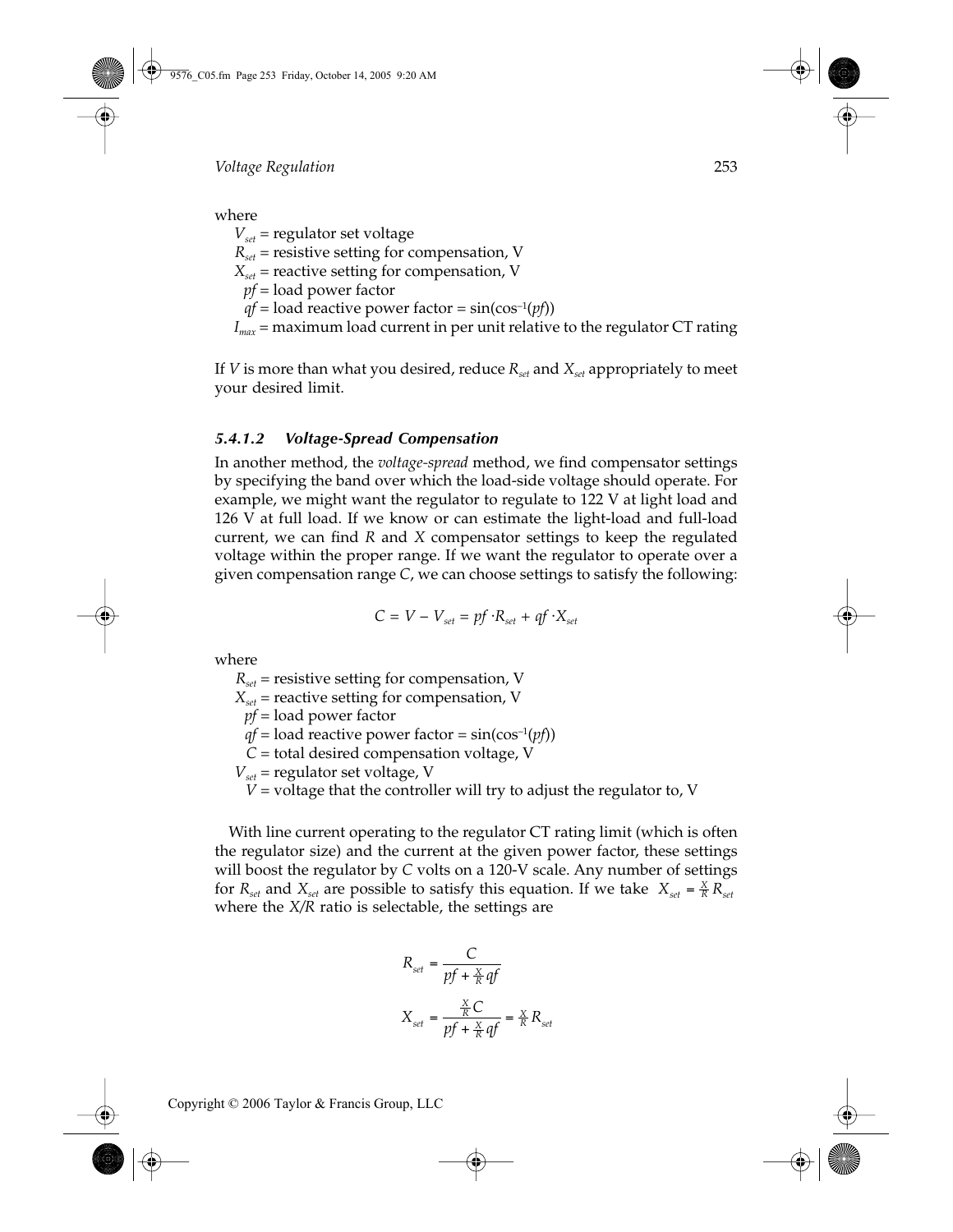where

$V_{set}$ = regulator set voltage
$R_{set}$ = resistive setting for compensation, V
$X_{set}$ = reactive setting for compensation, V
$pf$ = load power factor
$qf$ = load reactive power factor = $\sin(\cos^{-1}(pf))$
$I_{max}$ = maximum load current in per unit relative to the regulator CT rating

If $V$ is more than what you desired, reduce $R_{set}$ and $X_{set}$ appropriately to meet your desired limit.

#### *5.4.1.2 Voltage-Spread Compensation*

In another method, the *voltage-spread* method, we find compensator settings by specifying the band over which the load-side voltage should operate. For example, we might want the regulator to regulate to 122 V at light load and 126 V at full load. If we know or can estimate the light-load and full-load current, we can find $R$ and $X$ compensator settings to keep the regulated voltage within the proper range. If we want the regulator to operate over a given compensation range $C$, we can choose settings to satisfy the following:

$$C = V - V_{set} = pf \cdot R_{set} + qf \cdot X_{set}$$

where

$R_{set}$ = resistive setting for compensation, V
$X_{set}$ = reactive setting for compensation, V
$pf$ = load power factor
$qf$ = load reactive power factor = $\sin(\cos^{-1}(pf))$
$C$ = total desired compensation voltage, V
$V_{set}$ = regulator set voltage, V
$V$ = voltage that the controller will try to adjust the regulator to, V

With line current operating to the regulator CT rating limit (which is often the regulator size) and the current at the given power factor, these settings will boost the regulator by $C$ volts on a 120-V scale. Any number of settings for $R_{set}$ and $X_{set}$ are possible to satisfy this equation. If we take $X_{set} = \frac{X}{R} R_{set}$ where the $X/R$ ratio is selectable, the settings are

$$R_{set} = \frac{C}{pf + \frac{X}{R} qf}$$

$$X_{set} = \frac{\frac{X}{R} C}{pf + \frac{X}{R} qf} = \frac{X}{R} R_{set}$$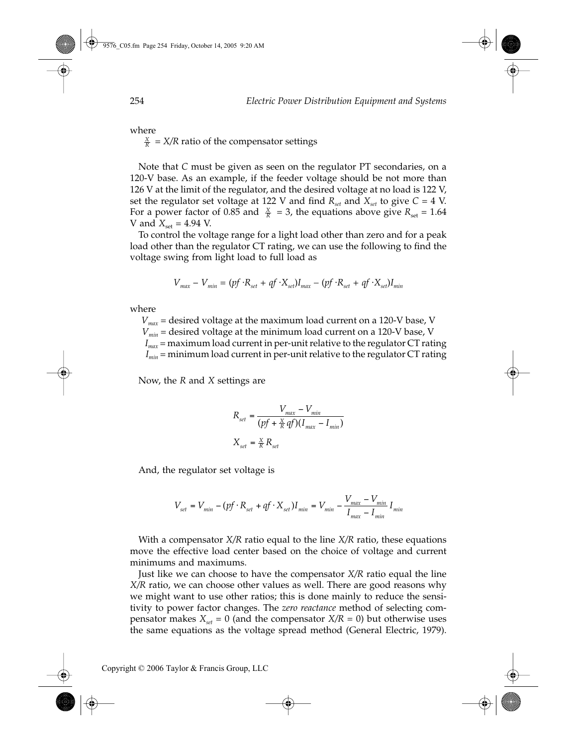where

$\frac{X}{R}$ = $X/R$ ratio of the compensator settings

Note that $C$ must be given as seen on the regulator PT secondaries, on a 120-V base. As an example, if the feeder voltage should be not more than 126 V at the limit of the regulator, and the desired voltage at no load is 122 V, set the regulator set voltage at 122 V and find $R_{set}$ and $X_{set}$ to give $C$ = 4 V. For a power factor of 0.85 and $\frac{X}{R}$ = 3, the equations above give $R_{set}$ = 1.64 V and $X_{set}$ = 4.94 V.

To control the voltage range for a light load other than zero and for a peak load other than the regulator CT rating, we can use the following to find the voltage swing from light load to full load as

$$V_{max} - V_{min} = (pf \cdot R_{set} + qf \cdot X_{set})I_{max} - (pf \cdot R_{set} + qf \cdot X_{set})I_{min}$$

where

$V_{max}$ = desired voltage at the maximum load current on a 120-V base, V
$V_{min}$ = desired voltage at the minimum load current on a 120-V base, V
$I_{max}$ = maximum load current in per-unit relative to the regulator CT rating
$I_{min}$ = minimum load current in per-unit relative to the regulator CT rating

Now, the $R$ and $X$ settings are

$$R_{set} = \frac{V_{max} - V_{min}}{(pf + \frac{X}{R}qf)(I_{max} - I_{min})}$$

$$X_{set} = \frac{X}{R}R_{set}$$

And, the regulator set voltage is

$$V_{set} = V_{min} - (pf \cdot R_{set} + qf \cdot X_{set})I_{min} = V_{min} - \frac{V_{max} - V_{min}}{I_{max} - I_{min}}I_{min}$$

With a compensator $X/R$ ratio equal to the line $X/R$ ratio, these equations move the effective load center based on the choice of voltage and current minimums and maximums.

Just like we can choose to have the compensator $X/R$ ratio equal the line $X/R$ ratio, we can choose other values as well. There are good reasons why we might want to use other ratios; this is done mainly to reduce the sensitivity to power factor changes. The *zero reactance* method of selecting compensator makes $X_{set} = 0$ (and the compensator $X/R = 0$) but otherwise uses the same equations as the voltage spread method (General Electric, 1979).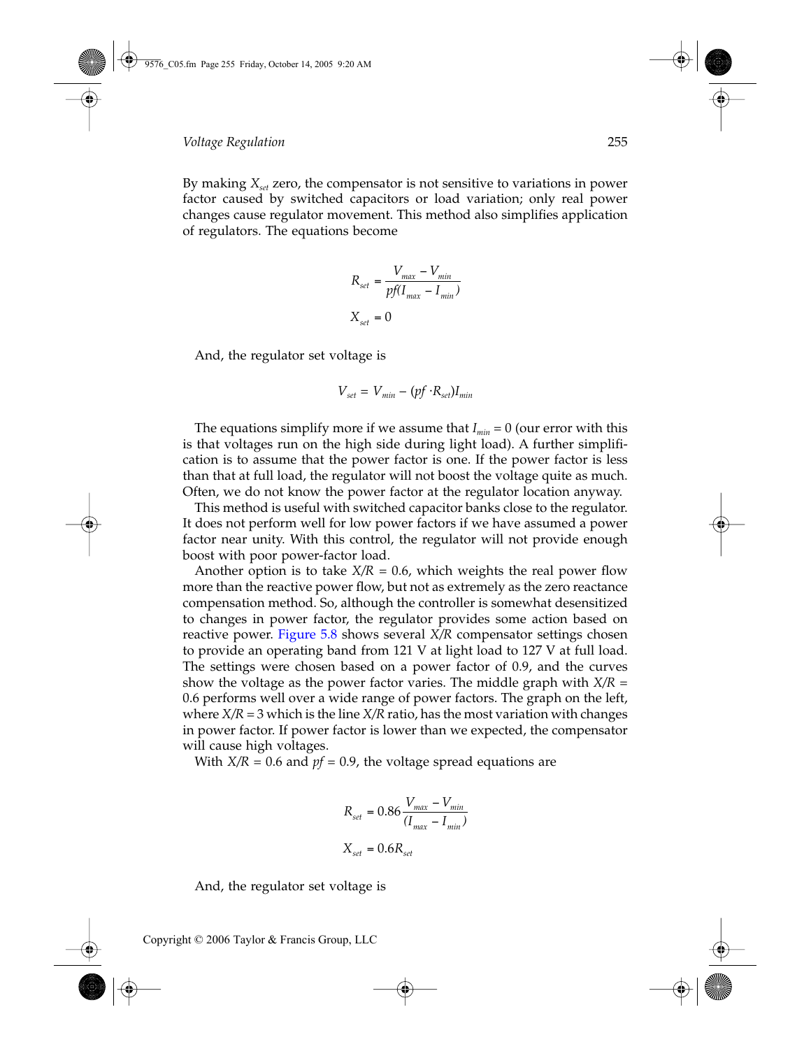By making $X_{set}$ zero, the compensator is not sensitive to variations in power factor caused by switched capacitors or load variation; only real power changes cause regulator movement. This method also simplifies application of regulators. The equations become

$$R_{set} = \frac{V_{max} - V_{min}}{pf(I_{max} - I_{min})}$$

$$X_{set} = 0$$

And, the regulator set voltage is

$$V_{set} = V_{min} - (pf \cdot R_{set})I_{min}$$

The equations simplify more if we assume that $I_{min} = 0$ (our error with this is that voltages run on the high side during light load). A further simplification is to assume that the power factor is one. If the power factor is less than that at full load, the regulator will not boost the voltage quite as much. Often, we do not know the power factor at the regulator location anyway.

This method is useful with switched capacitor banks close to the regulator. It does not perform well for low power factors if we have assumed a power factor near unity. With this control, the regulator will not provide enough boost with poor power-factor load.

Another option is to take $X/R = 0.6$, which weights the real power flow more than the reactive power flow, but not as extremely as the zero reactance compensation method. So, although the controller is somewhat desensitized to changes in power factor, the regulator provides some action based on reactive power. Figure 5.8 shows several $X/R$ compensator settings chosen to provide an operating band from 121 V at light load to 127 V at full load. The settings were chosen based on a power factor of 0.9, and the curves show the voltage as the power factor varies. The middle graph with $X/R = 0.6$ performs well over a wide range of power factors. The graph on the left, where $X/R = 3$ which is the line $X/R$ ratio, has the most variation with changes in power factor. If power factor is lower than we expected, the compensator will cause high voltages.

With $X/R = 0.6$ and $pf = 0.9$, the voltage spread equations are

$$R_{set} = 0.86 \frac{V_{max} - V_{min}}{(I_{max} - I_{min})}$$

$$X_{set} = 0.6 R_{set}$$

And, the regulator set voltage is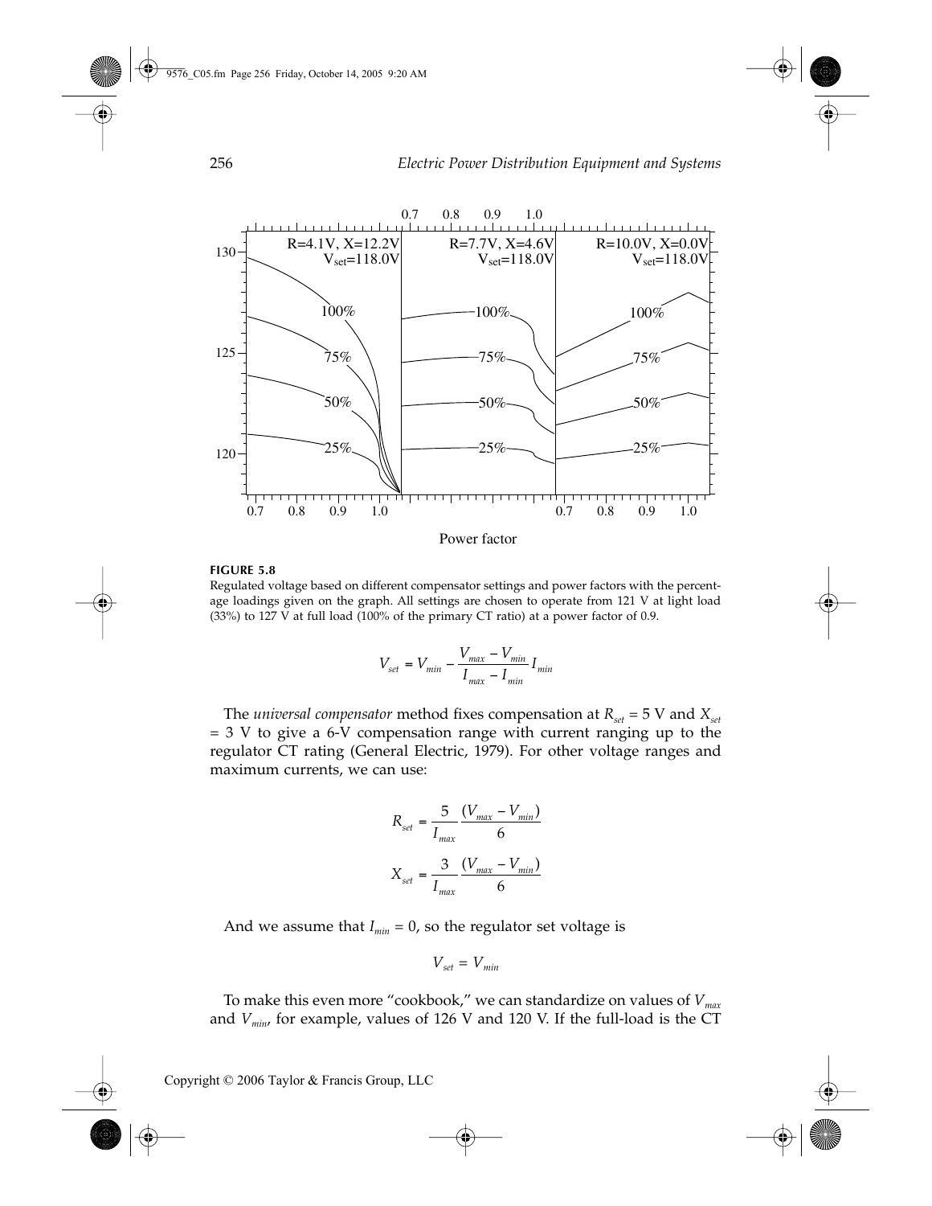**FIGURE 5.8**
Regulated voltage based on different compensator settings and power factors with the percentage loadings given on the graph. All settings are chosen to operate from 121 V at light load (33%) to 127 V at full load (100% of the primary CT ratio) at a power factor of 0.9.

$$V_{set} = V_{min} - \frac{V_{max} - V_{min}}{I_{max} - I_{min}} I_{min}$$

The *universal compensator* method fixes compensation at $R_{set}$ = 5 V and $X_{set}$ = 3 V to give a 6-V compensation range with current ranging up to the regulator CT rating (General Electric, 1979). For other voltage ranges and maximum currents, we can use:

$$R_{set} = \frac{5}{I_{max}} \frac{(V_{max} - V_{min})}{6}$$

$$X_{set} = \frac{3}{I_{max}} \frac{(V_{max} - V_{min})}{6}$$

And we assume that $I_{min}$ = 0, so the regulator set voltage is

$$V_{set} = V_{min}$$

To make this even more "cookbook," we can standardize on values of $V_{max}$ and $V_{min}$, for example, values of 126 V and 120 V. If the full-load is the CT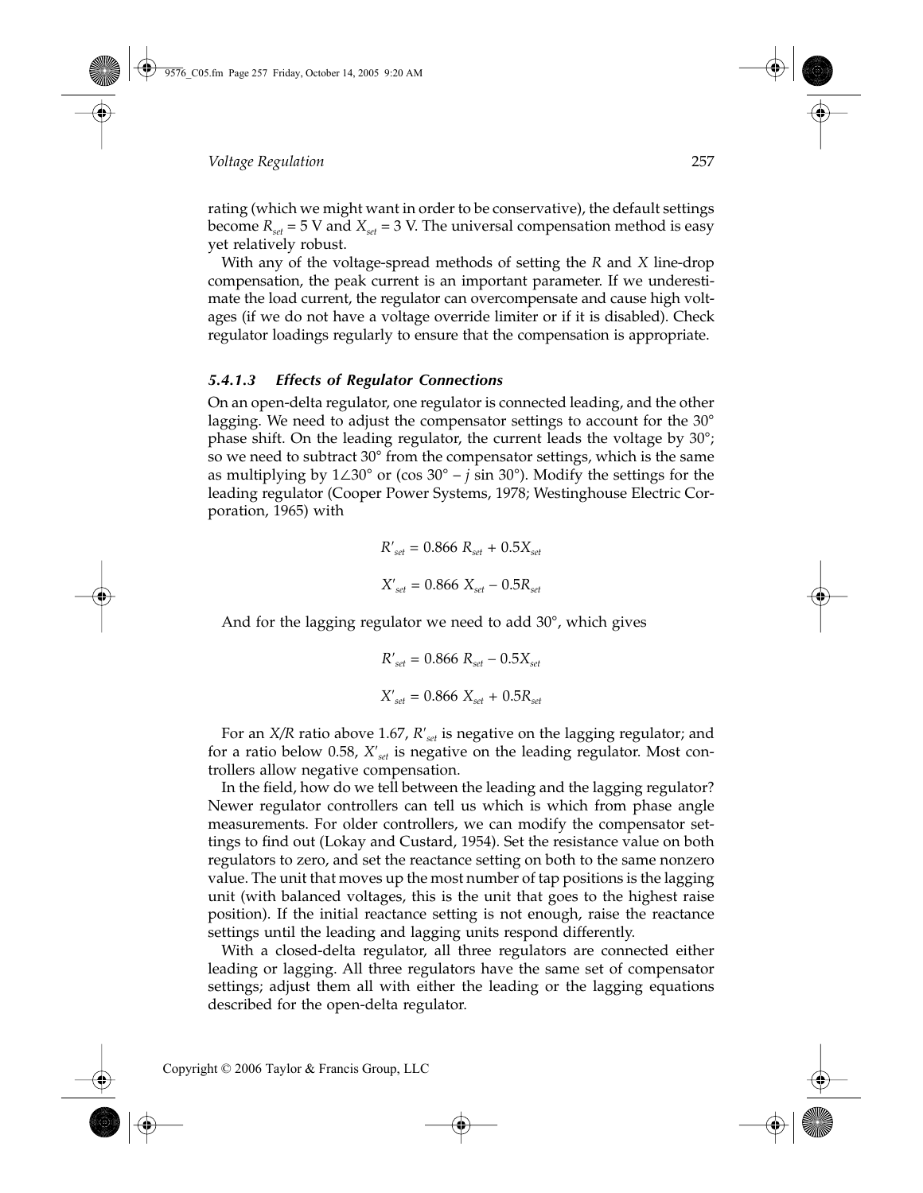rating (which we might want in order to be conservative), the default settings become $R_{set}$ = 5 V and $X_{set}$ = 3 V. The universal compensation method is easy yet relatively robust.

With any of the voltage-spread methods of setting the *R* and *X* line-drop compensation, the peak current is an important parameter. If we underestimate the load current, the regulator can overcompensate and cause high voltages (if we do not have a voltage override limiter or if it is disabled). Check regulator loadings regularly to ensure that the compensation is appropriate.

#### *5.4.1.3 Effects of Regulator Connections*

On an open-delta regulator, one regulator is connected leading, and the other lagging. We need to adjust the compensator settings to account for the 30° phase shift. On the leading regulator, the current leads the voltage by 30°; so we need to subtract 30° from the compensator settings, which is the same as multiplying by $1\angle 30°$ or ($\cos 30° - j \sin 30°$). Modify the settings for the leading regulator (Cooper Power Systems, 1978; Westinghouse Electric Corporation, 1965) with

$$R'_{set} = 0.866\ R_{set} + 0.5X_{set}$$

$$X'_{set} = 0.866\ X_{set} - 0.5R_{set}$$

And for the lagging regulator we need to add 30°, which gives

$$R'_{set} = 0.866\ R_{set} - 0.5X_{set}$$

$$X'_{set} = 0.866\ X_{set} + 0.5R_{set}$$

For an *X/R* ratio above 1.67, $R'_{set}$ is negative on the lagging regulator; and for a ratio below 0.58, $X'_{set}$ is negative on the leading regulator. Most controllers allow negative compensation.

In the field, how do we tell between the leading and the lagging regulator? Newer regulator controllers can tell us which is which from phase angle measurements. For older controllers, we can modify the compensator settings to find out (Lokay and Custard, 1954). Set the resistance value on both regulators to zero, and set the reactance setting on both to the same nonzero value. The unit that moves up the most number of tap positions is the lagging unit (with balanced voltages, this is the unit that goes to the highest raise position). If the initial reactance setting is not enough, raise the reactance settings until the leading and lagging units respond differently.

With a closed-delta regulator, all three regulators are connected either leading or lagging. All three regulators have the same set of compensator settings; adjust them all with either the leading or the lagging equations described for the open-delta regulator.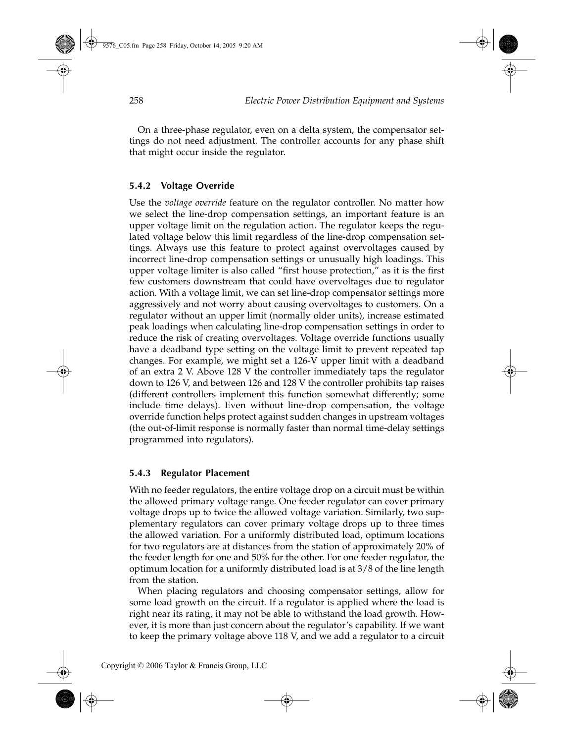On a three-phase regulator, even on a delta system, the compensator settings do not need adjustment. The controller accounts for any phase shift that might occur inside the regulator.

### 5.4.2 Voltage Override

Use the *voltage override* feature on the regulator controller. No matter how we select the line-drop compensation settings, an important feature is an upper voltage limit on the regulation action. The regulator keeps the regulated voltage below this limit regardless of the line-drop compensation settings. Always use this feature to protect against overvoltages caused by incorrect line-drop compensation settings or unusually high loadings. This upper voltage limiter is also called "first house protection," as it is the first few customers downstream that could have overvoltages due to regulator action. With a voltage limit, we can set line-drop compensator settings more aggressively and not worry about causing overvoltages to customers. On a regulator without an upper limit (normally older units), increase estimated peak loadings when calculating line-drop compensation settings in order to reduce the risk of creating overvoltages. Voltage override functions usually have a deadband type setting on the voltage limit to prevent repeated tap changes. For example, we might set a 126-V upper limit with a deadband of an extra 2 V. Above 128 V the controller immediately taps the regulator down to 126 V, and between 126 and 128 V the controller prohibits tap raises (different controllers implement this function somewhat differently; some include time delays). Even without line-drop compensation, the voltage override function helps protect against sudden changes in upstream voltages (the out-of-limit response is normally faster than normal time-delay settings programmed into regulators).

### 5.4.3 Regulator Placement

With no feeder regulators, the entire voltage drop on a circuit must be within the allowed primary voltage range. One feeder regulator can cover primary voltage drops up to twice the allowed voltage variation. Similarly, two supplementary regulators can cover primary voltage drops up to three times the allowed variation. For a uniformly distributed load, optimum locations for two regulators are at distances from the station of approximately 20% of the feeder length for one and 50% for the other. For one feeder regulator, the optimum location for a uniformly distributed load is at 3/8 of the line length from the station.

When placing regulators and choosing compensator settings, allow for some load growth on the circuit. If a regulator is applied where the load is right near its rating, it may not be able to withstand the load growth. However, it is more than just concern about the regulator's capability. If we want to keep the primary voltage above 118 V, and we add a regulator to a circuit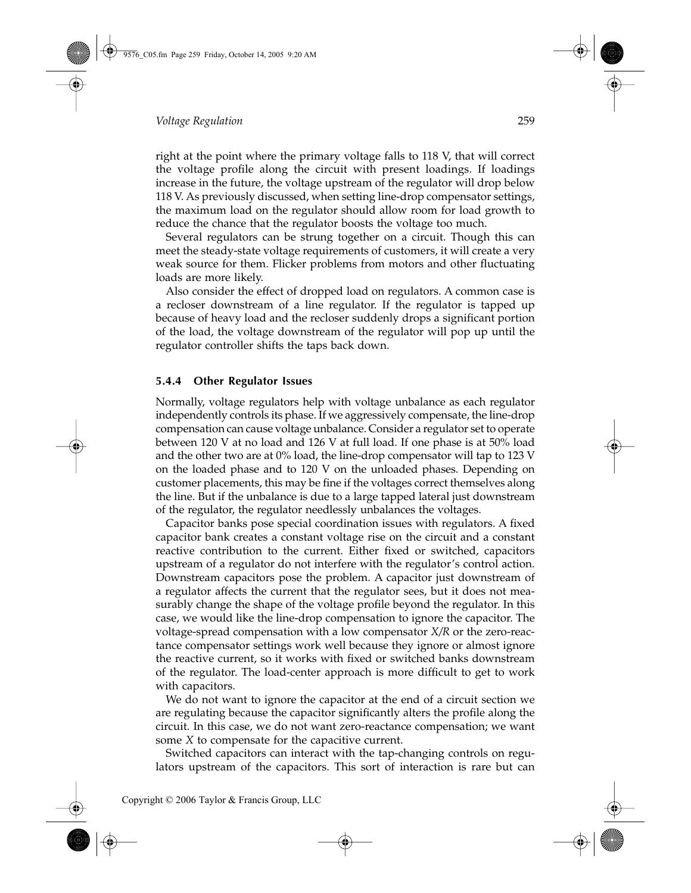right at the point where the primary voltage falls to 118 V, that will correct the voltage profile along the circuit with present loadings. If loadings increase in the future, the voltage upstream of the regulator will drop below 118 V. As previously discussed, when setting line-drop compensator settings, the maximum load on the regulator should allow room for load growth to reduce the chance that the regulator boosts the voltage too much.

Several regulators can be strung together on a circuit. Though this can meet the steady-state voltage requirements of customers, it will create a very weak source for them. Flicker problems from motors and other fluctuating loads are more likely.

Also consider the effect of dropped load on regulators. A common case is a recloser downstream of a line regulator. If the regulator is tapped up because of heavy load and the recloser suddenly drops a significant portion of the load, the voltage downstream of the regulator will pop up until the regulator controller shifts the taps back down.

### 5.4.4 Other Regulator Issues

Normally, voltage regulators help with voltage unbalance as each regulator independently controls its phase. If we aggressively compensate, the line-drop compensation can cause voltage unbalance. Consider a regulator set to operate between 120 V at no load and 126 V at full load. If one phase is at 50% load and the other two are at 0% load, the line-drop compensator will tap to 123 V on the loaded phase and to 120 V on the unloaded phases. Depending on customer placements, this may be fine if the voltages correct themselves along the line. But if the unbalance is due to a large tapped lateral just downstream of the regulator, the regulator needlessly unbalances the voltages.

Capacitor banks pose special coordination issues with regulators. A fixed capacitor bank creates a constant voltage rise on the circuit and a constant reactive contribution to the current. Either fixed or switched, capacitors upstream of a regulator do not interfere with the regulator's control action. Downstream capacitors pose the problem. A capacitor just downstream of a regulator affects the current that the regulator sees, but it does not measurably change the shape of the voltage profile beyond the regulator. In this case, we would like the line-drop compensation to ignore the capacitor. The voltage-spread compensation with a low compensator $X/R$ or the zero-reactance compensator settings work well because they ignore or almost ignore the reactive current, so it works with fixed or switched banks downstream of the regulator. The load-center approach is more difficult to get to work with capacitors.

We do not want to ignore the capacitor at the end of a circuit section we are regulating because the capacitor significantly alters the profile along the circuit. In this case, we do not want zero-reactance compensation; we want some $X$ to compensate for the capacitive current.

Switched capacitors can interact with the tap-changing controls on regulators upstream of the capacitors. This sort of interaction is rare but can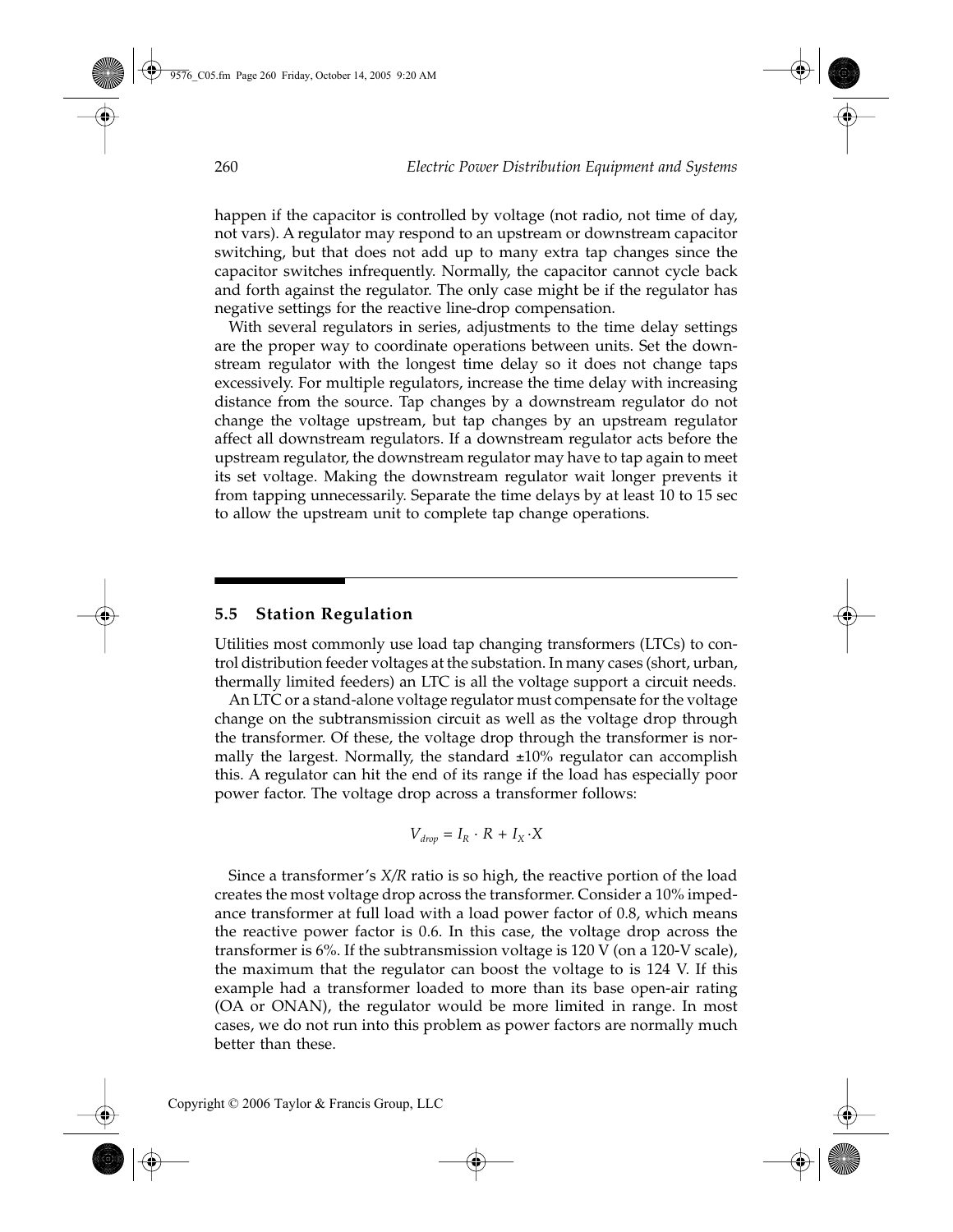happen if the capacitor is controlled by voltage (not radio, not time of day, not vars). A regulator may respond to an upstream or downstream capacitor switching, but that does not add up to many extra tap changes since the capacitor switches infrequently. Normally, the capacitor cannot cycle back and forth against the regulator. The only case might be if the regulator has negative settings for the reactive line-drop compensation.

With several regulators in series, adjustments to the time delay settings are the proper way to coordinate operations between units. Set the downstream regulator with the longest time delay so it does not change taps excessively. For multiple regulators, increase the time delay with increasing distance from the source. Tap changes by a downstream regulator do not change the voltage upstream, but tap changes by an upstream regulator affect all downstream regulators. If a downstream regulator acts before the upstream regulator, the downstream regulator may have to tap again to meet its set voltage. Making the downstream regulator wait longer prevents it from tapping unnecessarily. Separate the time delays by at least 10 to 15 sec to allow the upstream unit to complete tap change operations.

## 5.5 Station Regulation

Utilities most commonly use load tap changing transformers (LTCs) to control distribution feeder voltages at the substation. In many cases (short, urban, thermally limited feeders) an LTC is all the voltage support a circuit needs.

An LTC or a stand-alone voltage regulator must compensate for the voltage change on the subtransmission circuit as well as the voltage drop through the transformer. Of these, the voltage drop through the transformer is normally the largest. Normally, the standard ±10% regulator can accomplish this. A regulator can hit the end of its range if the load has especially poor power factor. The voltage drop across a transformer follows:

$$V_{drop} = I_R \cdot R + I_X \cdot X$$

Since a transformer's $X/R$ ratio is so high, the reactive portion of the load creates the most voltage drop across the transformer. Consider a 10% impedance transformer at full load with a load power factor of 0.8, which means the reactive power factor is 0.6. In this case, the voltage drop across the transformer is 6%. If the subtransmission voltage is 120 V (on a 120-V scale), the maximum that the regulator can boost the voltage to is 124 V. If this example had a transformer loaded to more than its base open-air rating (OA or ONAN), the regulator would be more limited in range. In most cases, we do not run into this problem as power factors are normally much better than these.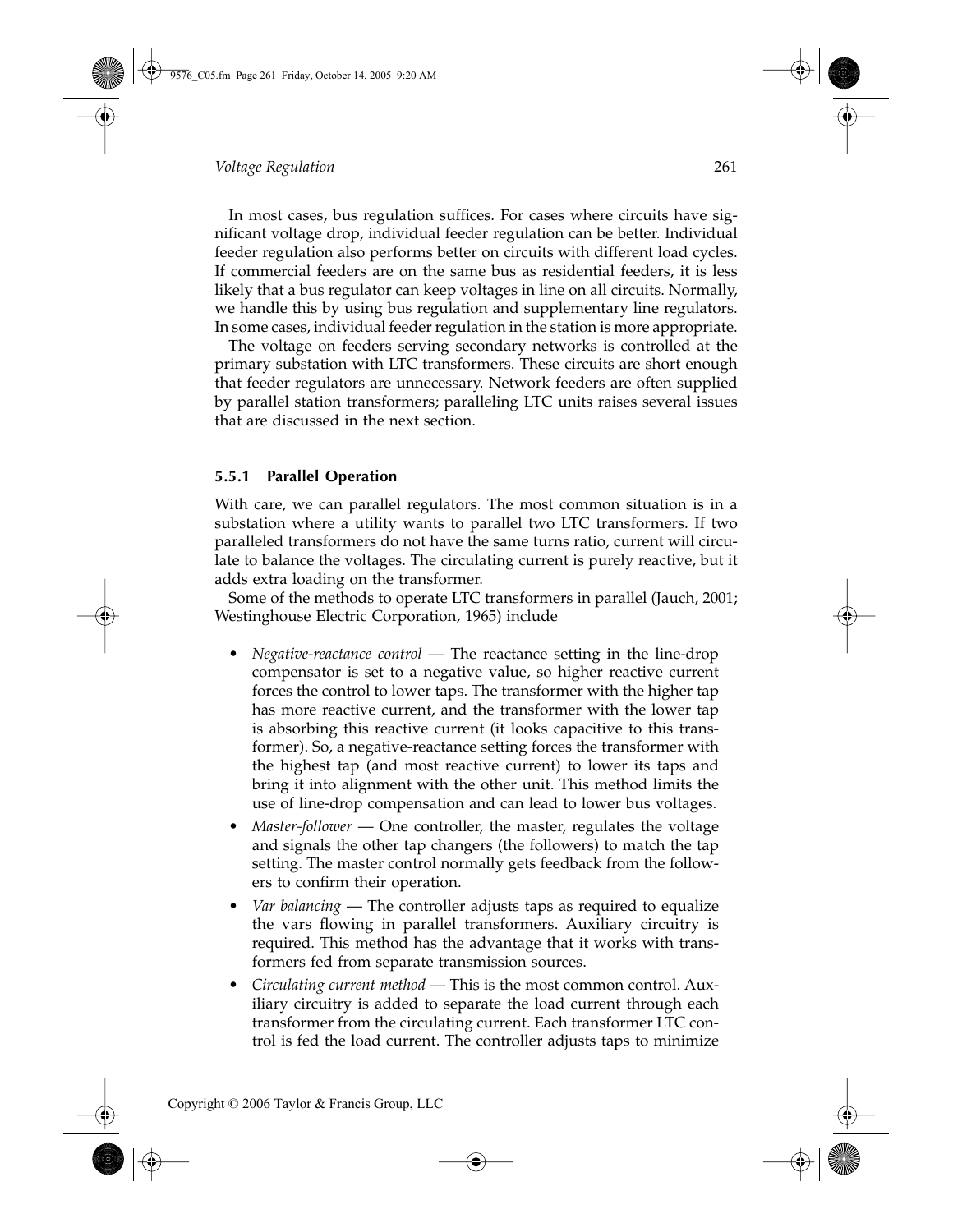In most cases, bus regulation suffices. For cases where circuits have significant voltage drop, individual feeder regulation can be better. Individual feeder regulation also performs better on circuits with different load cycles. If commercial feeders are on the same bus as residential feeders, it is less likely that a bus regulator can keep voltages in line on all circuits. Normally, we handle this by using bus regulation and supplementary line regulators. In some cases, individual feeder regulation in the station is more appropriate.

The voltage on feeders serving secondary networks is controlled at the primary substation with LTC transformers. These circuits are short enough that feeder regulators are unnecessary. Network feeders are often supplied by parallel station transformers; paralleling LTC units raises several issues that are discussed in the next section.

### 5.5.1 Parallel Operation

With care, we can parallel regulators. The most common situation is in a substation where a utility wants to parallel two LTC transformers. If two paralleled transformers do not have the same turns ratio, current will circulate to balance the voltages. The circulating current is purely reactive, but it adds extra loading on the transformer.

Some of the methods to operate LTC transformers in parallel (Jauch, 2001; Westinghouse Electric Corporation, 1965) include

- *Negative-reactance control* — The reactance setting in the line-drop compensator is set to a negative value, so higher reactive current forces the control to lower taps. The transformer with the higher tap has more reactive current, and the transformer with the lower tap is absorbing this reactive current (it looks capacitive to this transformer). So, a negative-reactance setting forces the transformer with the highest tap (and most reactive current) to lower its taps and bring it into alignment with the other unit. This method limits the use of line-drop compensation and can lead to lower bus voltages.
- *Master-follower* — One controller, the master, regulates the voltage and signals the other tap changers (the followers) to match the tap setting. The master control normally gets feedback from the followers to confirm their operation.
- *Var balancing* — The controller adjusts taps as required to equalize the vars flowing in parallel transformers. Auxiliary circuitry is required. This method has the advantage that it works with transformers fed from separate transmission sources.
- *Circulating current method* — This is the most common control. Auxiliary circuitry is added to separate the load current through each transformer from the circulating current. Each transformer LTC control is fed the load current. The controller adjusts taps to minimize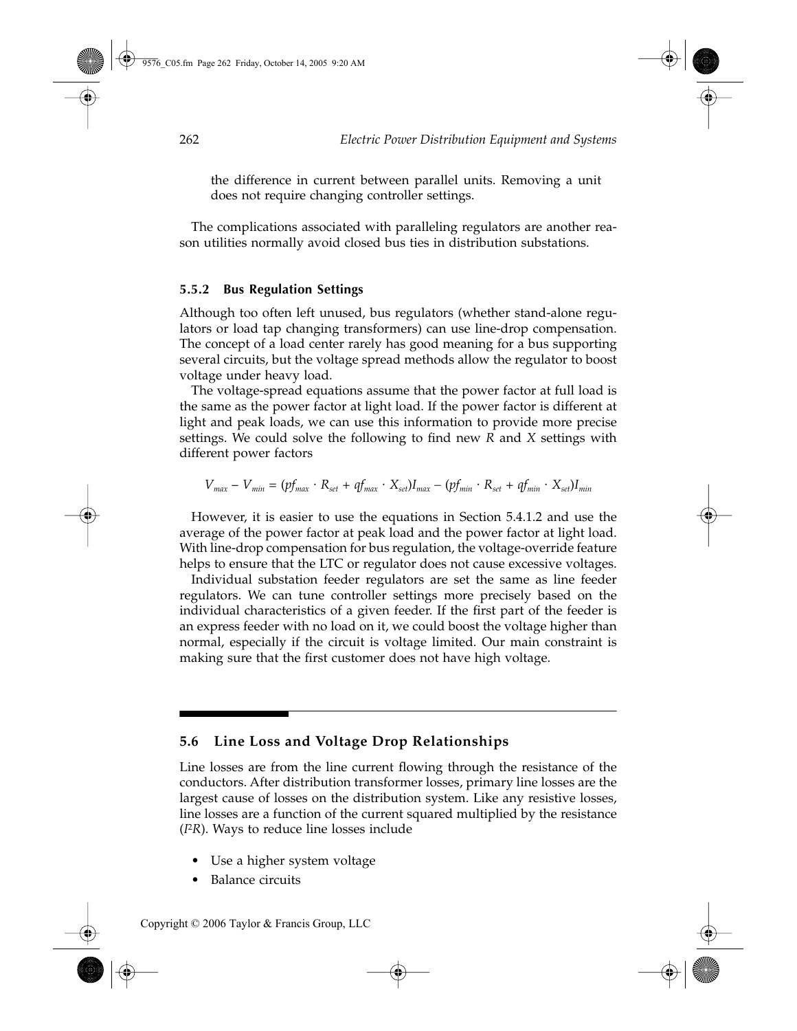the difference in current between parallel units. Removing a unit does not require changing controller settings.

The complications associated with paralleling regulators are another reason utilities normally avoid closed bus ties in distribution substations.

### 5.5.2 Bus Regulation Settings

Although too often left unused, bus regulators (whether stand-alone regulators or load tap changing transformers) can use line-drop compensation. The concept of a load center rarely has good meaning for a bus supporting several circuits, but the voltage spread methods allow the regulator to boost voltage under heavy load.

The voltage-spread equations assume that the power factor at full load is the same as the power factor at light load. If the power factor is different at light and peak loads, we can use this information to provide more precise settings. We could solve the following to find new *R* and *X* settings with different power factors

$$V_{max} - V_{min} = (pf_{max} \cdot R_{set} + qf_{max} \cdot X_{set})I_{max} - (pf_{min} \cdot R_{set} + qf_{min} \cdot X_{set})I_{min}$$

However, it is easier to use the equations in Section 5.4.1.2 and use the average of the power factor at peak load and the power factor at light load. With line-drop compensation for bus regulation, the voltage-override feature helps to ensure that the LTC or regulator does not cause excessive voltages.

Individual substation feeder regulators are set the same as line feeder regulators. We can tune controller settings more precisely based on the individual characteristics of a given feeder. If the first part of the feeder is an express feeder with no load on it, we could boost the voltage higher than normal, especially if the circuit is voltage limited. Our main constraint is making sure that the first customer does not have high voltage.

## 5.6 Line Loss and Voltage Drop Relationships

Line losses are from the line current flowing through the resistance of the conductors. After distribution transformer losses, primary line losses are the largest cause of losses on the distribution system. Like any resistive losses, line losses are a function of the current squared multiplied by the resistance ($I^2R$). Ways to reduce line losses include

- Use a higher system voltage
- Balance circuits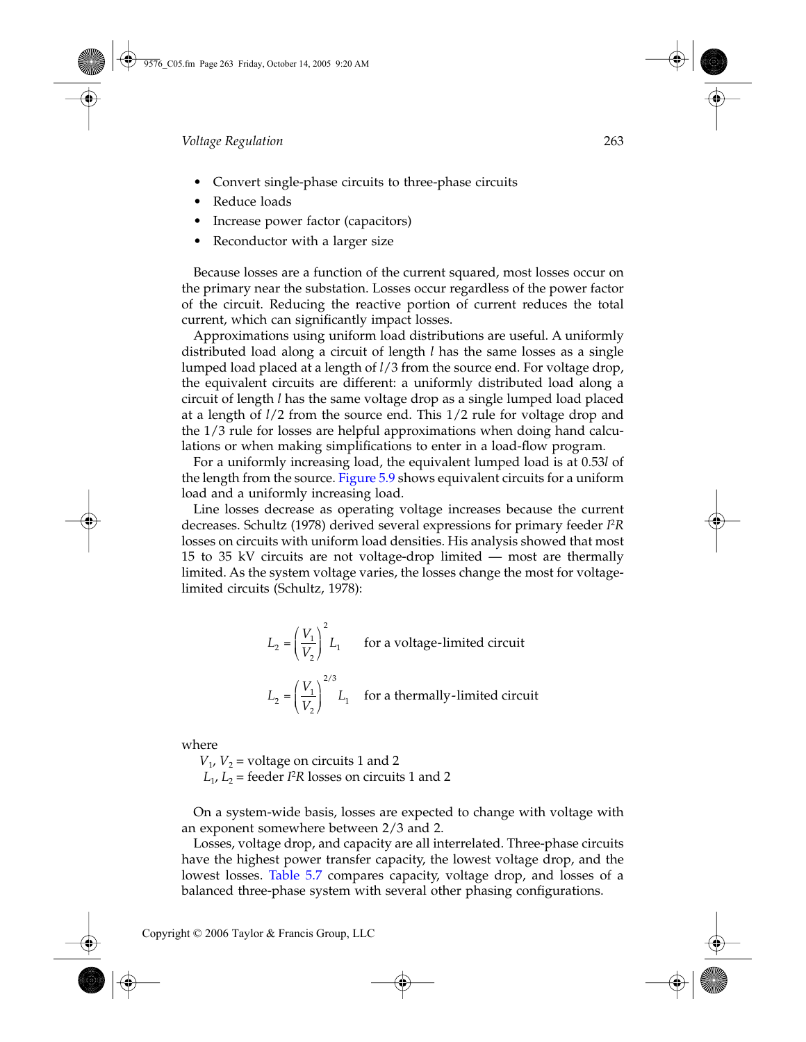- Convert single-phase circuits to three-phase circuits
- Reduce loads
- Increase power factor (capacitors)
- Reconductor with a larger size

Because losses are a function of the current squared, most losses occur on the primary near the substation. Losses occur regardless of the power factor of the circuit. Reducing the reactive portion of current reduces the total current, which can significantly impact losses.

Approximations using uniform load distributions are useful. A uniformly distributed load along a circuit of length $l$ has the same losses as a single lumped load placed at a length of $l/3$ from the source end. For voltage drop, the equivalent circuits are different: a uniformly distributed load along a circuit of length $l$ has the same voltage drop as a single lumped load placed at a length of $l/2$ from the source end. This 1/2 rule for voltage drop and the 1/3 rule for losses are helpful approximations when doing hand calculations or when making simplifications to enter in a load-flow program.

For a uniformly increasing load, the equivalent lumped load is at $0.53l$ of the length from the source. Figure 5.9 shows equivalent circuits for a uniform load and a uniformly increasing load.

Line losses decrease as operating voltage increases because the current decreases. Schultz (1978) derived several expressions for primary feeder $I^2R$ losses on circuits with uniform load densities. His analysis showed that most 15 to 35 kV circuits are not voltage-drop limited — most are thermally limited. As the system voltage varies, the losses change the most for voltage-limited circuits (Schultz, 1978):

$$L_2 = \left(\frac{V_1}{V_2}\right)^2 L_1 \qquad \text{for a voltage-limited circuit}$$

$$L_2 = \left(\frac{V_1}{V_2}\right)^{2/3} L_1 \qquad \text{for a thermally-limited circuit}$$

where

$V_1$, $V_2$ = voltage on circuits 1 and 2

$L_1$, $L_2$ = feeder $I^2R$ losses on circuits 1 and 2

On a system-wide basis, losses are expected to change with voltage with an exponent somewhere between 2/3 and 2.

Losses, voltage drop, and capacity are all interrelated. Three-phase circuits have the highest power transfer capacity, the lowest voltage drop, and the lowest losses. Table 5.7 compares capacity, voltage drop, and losses of a balanced three-phase system with several other phasing configurations.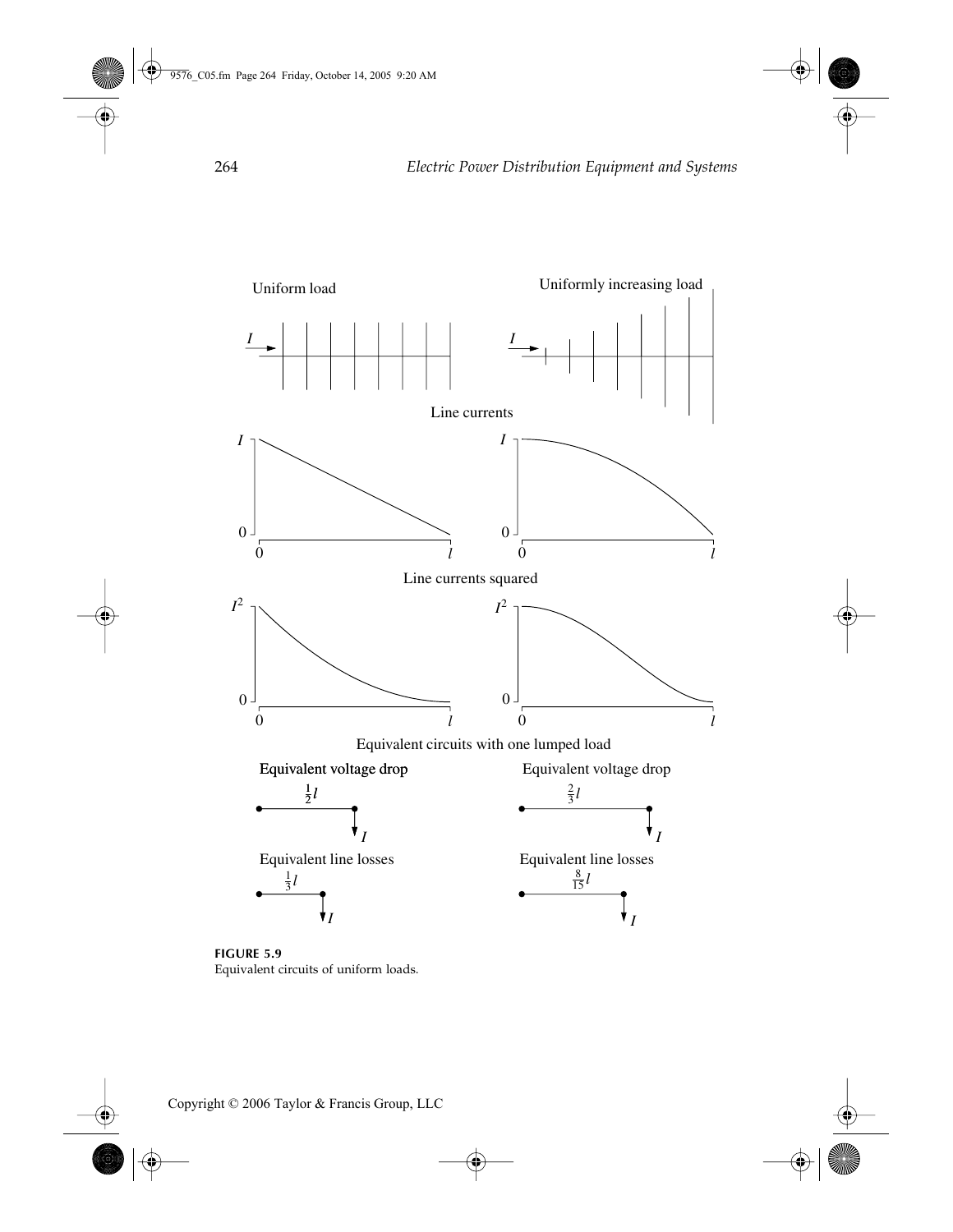Uniform load

Uniformly increasing load

Line currents

Line currents squared

Equivalent circuits with one lumped load

Equivalent voltage drop

$\frac{1}{2}l$

Equivalent line losses

$\frac{1}{3}l$

Equivalent voltage drop

$\frac{2}{3}l$

Equivalent line losses

$\frac{8}{15}l$

**FIGURE 5.9**
Equivalent circuits of uniform loads.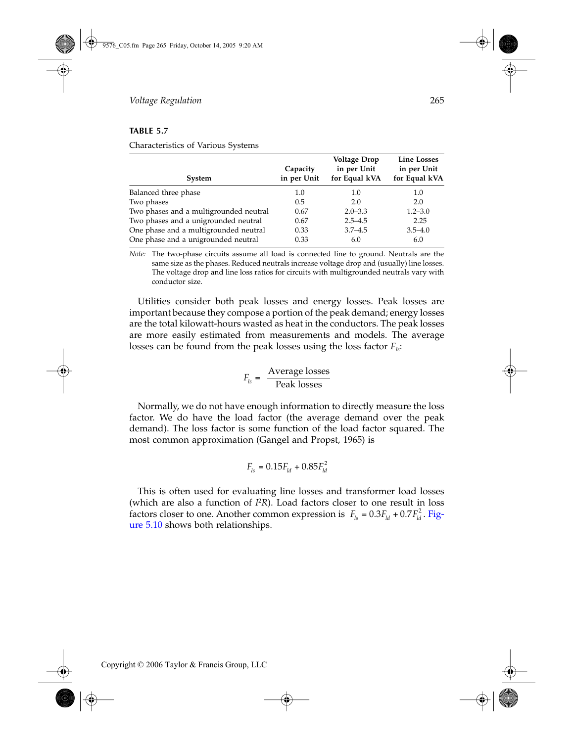**TABLE 5.7**

Characteristics of Various Systems

| System | Capacity in per Unit | Voltage Drop in per Unit for Equal kVA | Line Losses in per Unit for Equal kVA |
|---|---|---|---|
| Balanced three phase | 1.0 | 1.0 | 1.0 |
| Two phases | 0.5 | 2.0 | 2.0 |
| Two phases and a multigrounded neutral | 0.67 | 2.0–3.3 | 1.2–3.0 |
| Two phases and a unigrounded neutral | 0.67 | 2.5–4.5 | 2.25 |
| One phase and a multigrounded neutral | 0.33 | 3.7–4.5 | 3.5–4.0 |
| One phase and a unigrounded neutral | 0.33 | 6.0 | 6.0 |

*Note:* The two-phase circuits assume all load is connected line to ground. Neutrals are the same size as the phases. Reduced neutrals increase voltage drop and (usually) line losses. The voltage drop and line loss ratios for circuits with multigrounded neutrals vary with conductor size.

Utilities consider both peak losses and energy losses. Peak losses are important because they compose a portion of the peak demand; energy losses are the total kilowatt-hours wasted as heat in the conductors. The peak losses are more easily estimated from measurements and models. The average losses can be found from the peak losses using the loss factor $F_{ls}$:

$$F_{ls} = \frac{\text{Average losses}}{\text{Peak losses}}$$

Normally, we do not have enough information to directly measure the loss factor. We do have the load factor (the average demand over the peak demand). The loss factor is some function of the load factor squared. The most common approximation (Gangel and Propst, 1965) is

$$F_{ls} = 0.15F_{ld} + 0.85F_{ld}^2$$

This is often used for evaluating line losses and transformer load losses (which are also a function of $I^2R$). Load factors closer to one result in loss factors closer to one. Another common expression is $F_{ls} = 0.3F_{ld} + 0.7F_{ld}^2$. Figure 5.10 shows both relationships.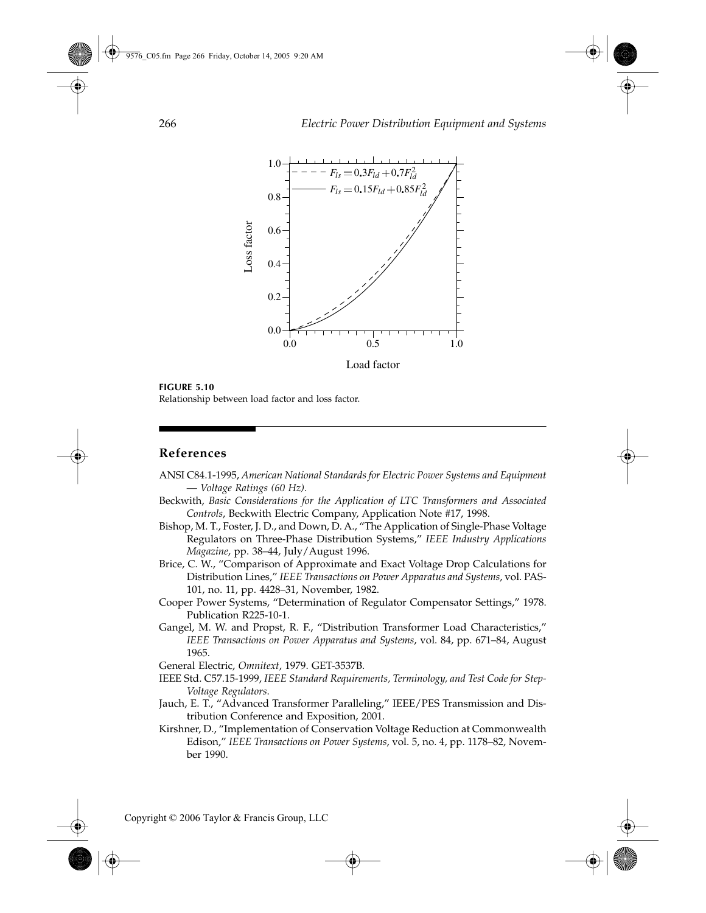**FIGURE 5.10**
Relationship between load factor and loss factor.

## References

ANSI C84.1-1995, *American National Standards for Electric Power Systems and Equipment — Voltage Ratings (60 Hz)*.

Beckwith, *Basic Considerations for the Application of LTC Transformers and Associated Controls*, Beckwith Electric Company, Application Note #17, 1998.

Bishop, M. T., Foster, J. D., and Down, D. A., "The Application of Single-Phase Voltage Regulators on Three-Phase Distribution Systems," *IEEE Industry Applications Magazine*, pp. 38–44, July/August 1996.

Brice, C. W., "Comparison of Approximate and Exact Voltage Drop Calculations for Distribution Lines," *IEEE Transactions on Power Apparatus and Systems*, vol. PAS-101, no. 11, pp. 4428–31, November, 1982.

Cooper Power Systems, "Determination of Regulator Compensator Settings," 1978. Publication R225-10-1.

Gangel, M. W. and Propst, R. F., "Distribution Transformer Load Characteristics," *IEEE Transactions on Power Apparatus and Systems*, vol. 84, pp. 671–84, August 1965.

General Electric, *Omnitext*, 1979. GET-3537B.

IEEE Std. C57.15-1999, *IEEE Standard Requirements, Terminology, and Test Code for Step-Voltage Regulators*.

Jauch, E. T., "Advanced Transformer Paralleling," IEEE/PES Transmission and Distribution Conference and Exposition, 2001.

Kirshner, D., "Implementation of Conservation Voltage Reduction at Commonwealth Edison," *IEEE Transactions on Power Systems*, vol. 5, no. 4, pp. 1178–82, November 1990.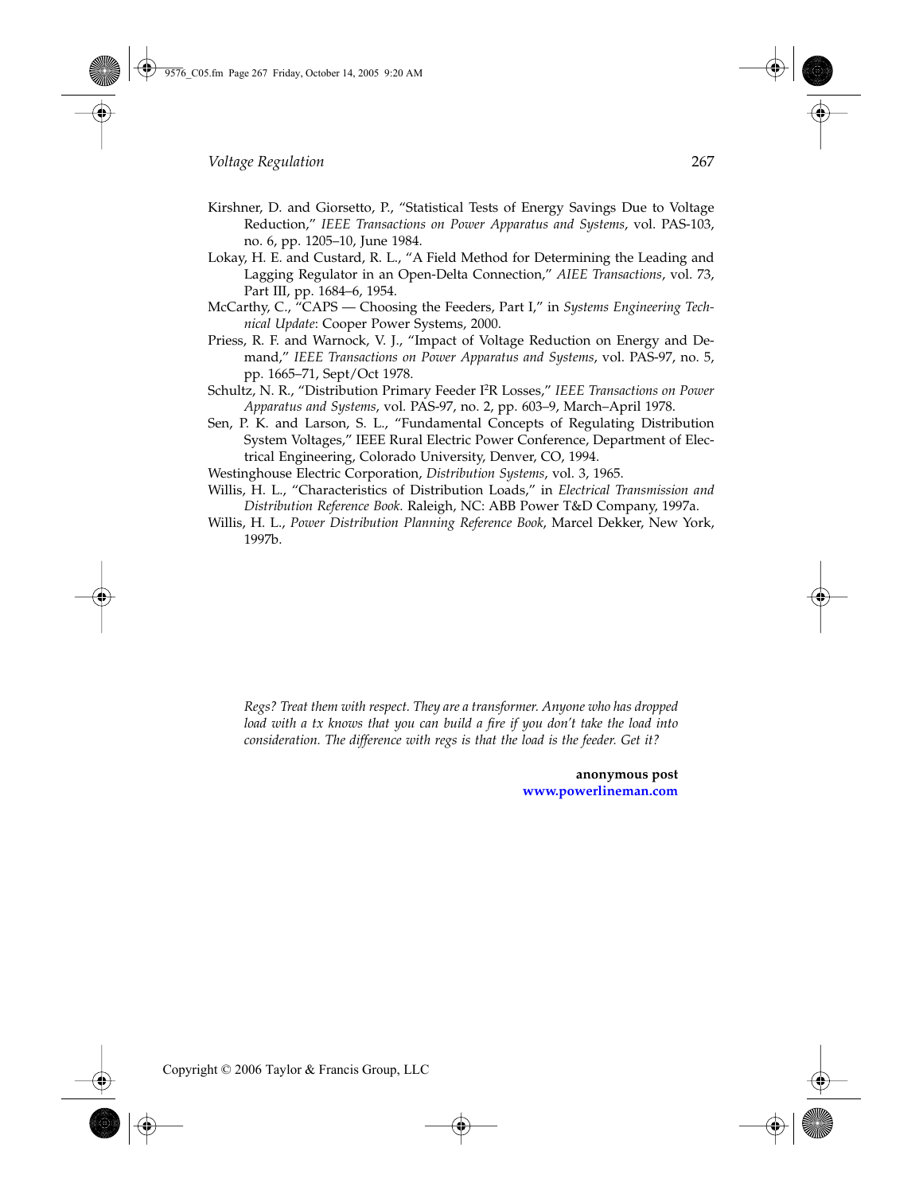Kirshner, D. and Giorsetto, P., "Statistical Tests of Energy Savings Due to Voltage Reduction," *IEEE Transactions on Power Apparatus and Systems*, vol. PAS-103, no. 6, pp. 1205–10, June 1984.

Lokay, H. E. and Custard, R. L., "A Field Method for Determining the Leading and Lagging Regulator in an Open-Delta Connection," *AIEE Transactions*, vol. 73, Part III, pp. 1684–6, 1954.

McCarthy, C., "CAPS — Choosing the Feeders, Part I," in *Systems Engineering Technical Update*: Cooper Power Systems, 2000.

Priess, R. F. and Warnock, V. J., "Impact of Voltage Reduction on Energy and Demand," *IEEE Transactions on Power Apparatus and Systems*, vol. PAS-97, no. 5, pp. 1665–71, Sept/Oct 1978.

Schultz, N. R., "Distribution Primary Feeder $I^2R$ Losses," *IEEE Transactions on Power Apparatus and Systems*, vol. PAS-97, no. 2, pp. 603–9, March–April 1978.

Sen, P. K. and Larson, S. L., "Fundamental Concepts of Regulating Distribution System Voltages," IEEE Rural Electric Power Conference, Department of Electrical Engineering, Colorado University, Denver, CO, 1994.

Westinghouse Electric Corporation, *Distribution Systems*, vol. 3, 1965.

Willis, H. L., "Characteristics of Distribution Loads," in *Electrical Transmission and Distribution Reference Book*. Raleigh, NC: ABB Power T&D Company, 1997a.

Willis, H. L., *Power Distribution Planning Reference Book*, Marcel Dekker, New York, 1997b.

*Regs? Treat them with respect. They are a transformer. Anyone who has dropped load with a tx knows that you can build a fire if you don't take the load into consideration. The difference with regs is that the load is the feeder. Get it?*

**anonymous post**
**www.powerlineman.com**